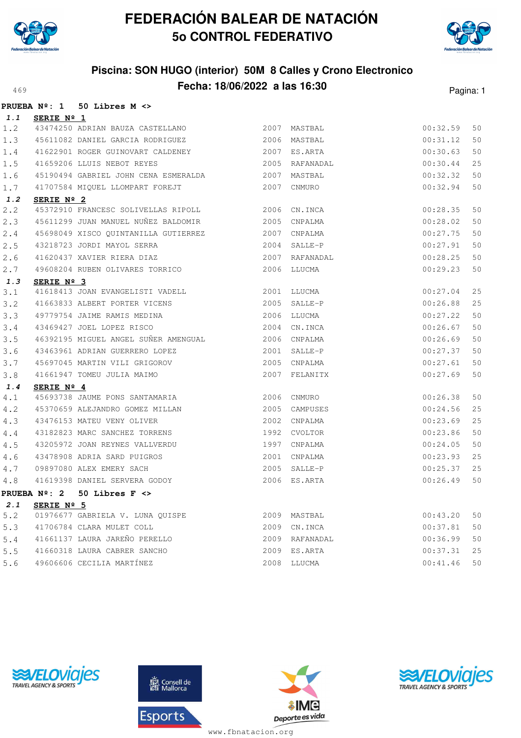# FEDERACIÓN BALEAR DE NATACIÓN

## 5o CONTROL FEDERATIVO

### Piscina: SON HUGO (interior) 50M 8 Calles y Crono Electronico

### Fecha: 18/06/2022 a las 16:30

469

**PRUEBA Nº: 1 50 Libres M <>**

| | | | | | | |
|---|---|---|---|---|---|---|
| ***1.1*** | **SERIE Nº 1** | | | | | |
| 1.2 | 43474250 | ADRIAN BAUZA CASTELLANO | 2007 | MASTBAL | 00:32.59 | 50 |
| 1.3 | 45611082 | DANIEL GARCIA RODRIGUEZ | 2006 | MASTBAL | 00:31.12 | 50 |
| 1.4 | 41622901 | ROGER GUINOVART CALDENEY | 2007 | ES.ARTA | 00:30.63 | 50 |
| 1.5 | 41659206 | LLUIS NEBOT REYES | 2005 | RAFANADAL | 00:30.44 | 25 |
| 1.6 | 45190494 | GABRIEL JOHN CENA ESMERALDA | 2007 | MASTBAL | 00:32.32 | 50 |
| 1.7 | 41707584 | MIQUEL LLOMPART FOREJT | 2007 | CNMURO | 00:32.94 | 50 |
| ***1.2*** | **SERIE Nº 2** | | | | | |
| 2.2 | 45372910 | FRANCESC SOLIVELLAS RIPOLL | 2006 | CN.INCA | 00:28.35 | 50 |
| 2.3 | 45611299 | JUAN MANUEL NUÑEZ BALDOMIR | 2005 | CNPALMA | 00:28.02 | 50 |
| 2.4 | 45698049 | XISCO QUINTANILLA GUTIERREZ | 2007 | CNPALMA | 00:27.75 | 50 |
| 2.5 | 43218723 | JORDI MAYOL SERRA | 2004 | SALLE-P | 00:27.91 | 50 |
| 2.6 | 41620437 | XAVIER RIERA DIAZ | 2007 | RAFANADAL | 00:28.25 | 50 |
| 2.7 | 49608204 | RUBEN OLIVARES TORRICO | 2006 | LLUCMA | 00:29.23 | 50 |
| ***1.3*** | **SERIE Nº 3** | | | | | |
| 3.1 | 41618413 | JOAN EVANGELISTI VADELL | 2001 | LLUCMA | 00:27.04 | 25 |
| 3.2 | 41663833 | ALBERT PORTER VICENS | 2005 | SALLE-P | 00:26.88 | 25 |
| 3.3 | 49779754 | JAIME RAMIS MEDINA | 2006 | LLUCMA | 00:27.22 | 50 |
| 3.4 | 43469427 | JOEL LOPEZ RISCO | 2004 | CN.INCA | 00:26.67 | 50 |
| 3.5 | 46392195 | MIGUEL ANGEL SUÑER AMENGUAL | 2006 | CNPALMA | 00:26.69 | 50 |
| 3.6 | 43463961 | ADRIAN GUERRERO LOPEZ | 2001 | SALLE-P | 00:27.37 | 50 |
| 3.7 | 45697045 | MARTIN VILI GRIGOROV | 2005 | CNPALMA | 00:27.61 | 50 |
| 3.8 | 41661947 | TOMEU JULIA MAIMO | 2007 | FELANITX | 00:27.69 | 50 |
| ***1.4*** | **SERIE Nº 4** | | | | | |
| 4.1 | 45693738 | JAUME PONS SANTAMARIA | 2006 | CNMURO | 00:26.38 | 50 |
| 4.2 | 45370659 | ALEJANDRO GOMEZ MILLAN | 2005 | CAMPUSES | 00:24.56 | 25 |
| 4.3 | 43476153 | MATEU VENY OLIVER | 2002 | CNPALMA | 00:23.69 | 25 |
| 4.4 | 43182823 | MARC SANCHEZ TORRENS | 1992 | CVOLTOR | 00:23.86 | 50 |
| 4.5 | 43205972 | JOAN REYNES VALLVERDU | 1997 | CNPALMA | 00:24.05 | 50 |
| 4.6 | 43478908 | ADRIA SARD PUIGROS | 2001 | CNPALMA | 00:23.93 | 25 |
| 4.7 | 09897080 | ALEX EMERY SACH | 2005 | SALLE-P | 00:25.37 | 25 |
| 4.8 | 41619398 | DANIEL SERVERA GODOY | 2006 | ES.ARTA | 00:26.49 | 50 |

**PRUEBA Nº: 2 50 Libres F <>**

| | | | | | | |
|---|---|---|---|---|---|---|
| ***2.1*** | **SERIE Nº 5** | | | | | |
| 5.2 | 01976677 | GABRIELA V. LUNA QUISPE | 2009 | MASTBAL | 00:43.20 | 50 |
| 5.3 | 41706784 | CLARA MULET COLL | 2009 | CN.INCA | 00:37.81 | 50 |
| 5.4 | 41661137 | LAURA JAREÑO PERELLO | 2009 | RAFANADAL | 00:36.99 | 50 |
| 5.5 | 41660318 | LAURA CABRER SANCHO | 2009 | ES.ARTA | 00:37.31 | 25 |
| 5.6 | 49606606 | CECILIA MARTÍNEZ | 2008 | LLUCMA | 00:41.46 | 50 |

www.fbnatacion.org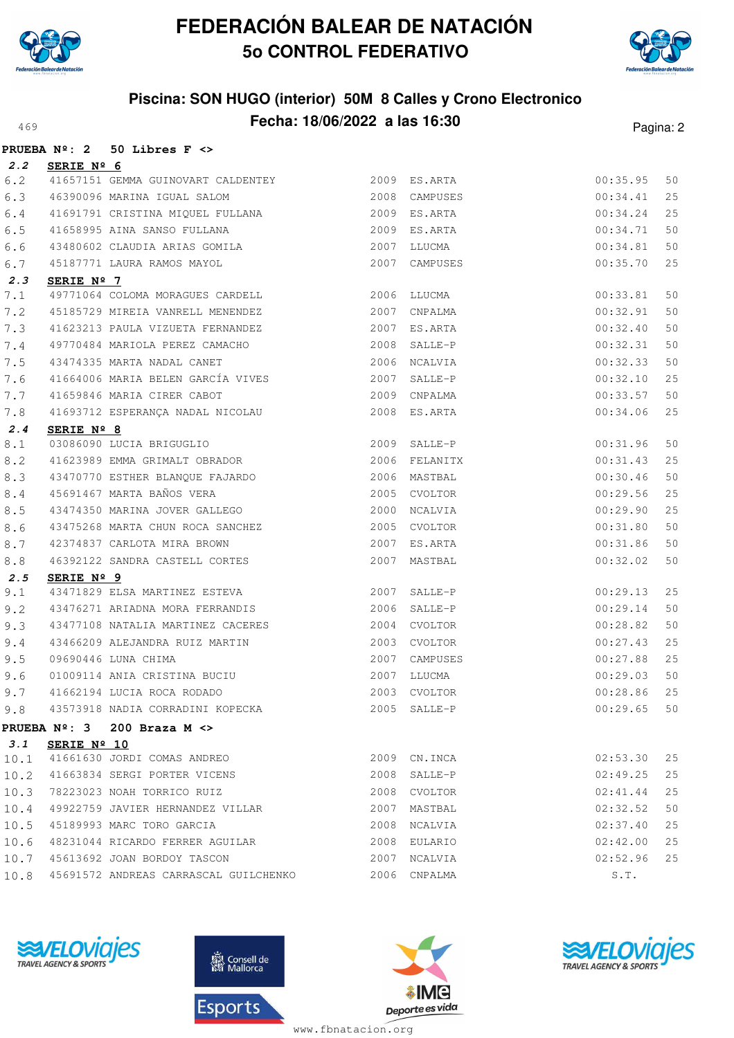# FEDERACIÓN BALEAR DE NATACIÓN

## 5o CONTROL FEDERATIVO

### Piscina: SON HUGO (interior) 50M 8 Calles y Crono Electronico

### Fecha: 18/06/2022 a las 16:30

**PRUEBA Nº: 2 50 Libres F <>**

***2.2* SERIE Nº 6**

| | | | | | | |
|---|---|---|---|---|---|---|
| 6.2 | 41657151 | GEMMA GUINOVART CALDENTEY | 2009 | ES.ARTA | 00:35.95 | 50 |
| 6.3 | 46390096 | MARINA IGUAL SALOM | 2008 | CAMPUSES | 00:34.41 | 25 |
| 6.4 | 41691791 | CRISTINA MIQUEL FULLANA | 2009 | ES.ARTA | 00:34.24 | 25 |
| 6.5 | 41658995 | AINA SANSO FULLANA | 2009 | ES.ARTA | 00:34.71 | 50 |
| 6.6 | 43480602 | CLAUDIA ARIAS GOMILA | 2007 | LLUCMA | 00:34.81 | 50 |
| 6.7 | 45187771 | LAURA RAMOS MAYOL | 2007 | CAMPUSES | 00:35.70 | 25 |

***2.3* SERIE Nº 7**

| | | | | | | |
|---|---|---|---|---|---|---|
| 7.1 | 49771064 | COLOMA MORAGUES CARDELL | 2006 | LLUCMA | 00:33.81 | 50 |
| 7.2 | 45185729 | MIREIA VANRELL MENENDEZ | 2007 | CNPALMA | 00:32.91 | 50 |
| 7.3 | 41623213 | PAULA VIZUETA FERNANDEZ | 2007 | ES.ARTA | 00:32.40 | 50 |
| 7.4 | 49770484 | MARIOLA PEREZ CAMACHO | 2008 | SALLE-P | 00:32.31 | 50 |
| 7.5 | 43474335 | MARTA NADAL CANET | 2006 | NCALVIA | 00:32.33 | 50 |
| 7.6 | 41664006 | MARIA BELEN GARCÍA VIVES | 2007 | SALLE-P | 00:32.10 | 25 |
| 7.7 | 41659846 | MARIA CIRER CABOT | 2009 | CNPALMA | 00:33.57 | 50 |
| 7.8 | 41693712 | ESPERANÇA NADAL NICOLAU | 2008 | ES.ARTA | 00:34.06 | 25 |

***2.4* SERIE Nº 8**

| | | | | | | |
|---|---|---|---|---|---|---|
| 8.1 | 03086090 | LUCIA BRIGUGLIO | 2009 | SALLE-P | 00:31.96 | 50 |
| 8.2 | 41623989 | EMMA GRIMALT OBRADOR | 2006 | FELANITX | 00:31.43 | 25 |
| 8.3 | 43470770 | ESTHER BLANQUE FAJARDO | 2006 | MASTBAL | 00:30.46 | 50 |
| 8.4 | 45691467 | MARTA BAÑOS VERA | 2005 | CVOLTOR | 00:29.56 | 25 |
| 8.5 | 43474350 | MARINA JOVER GALLEGO | 2000 | NCALVIA | 00:29.90 | 25 |
| 8.6 | 43475268 | MARTA CHUN ROCA SANCHEZ | 2005 | CVOLTOR | 00:31.80 | 50 |
| 8.7 | 42374837 | CARLOTA MIRA BROWN | 2007 | ES.ARTA | 00:31.86 | 50 |
| 8.8 | 46392122 | SANDRA CASTELL CORTES | 2007 | MASTBAL | 00:32.02 | 50 |

***2.5* SERIE Nº 9**

| | | | | | | |
|---|---|---|---|---|---|---|
| 9.1 | 43471829 | ELSA MARTINEZ ESTEVA | 2007 | SALLE-P | 00:29.13 | 25 |
| 9.2 | 43476271 | ARIADNA MORA FERRANDIS | 2006 | SALLE-P | 00:29.14 | 50 |
| 9.3 | 43477108 | NATALIA MARTINEZ CACERES | 2004 | CVOLTOR | 00:28.82 | 50 |
| 9.4 | 43466209 | ALEJANDRA RUIZ MARTIN | 2003 | CVOLTOR | 00:27.43 | 25 |
| 9.5 | 09690446 | LUNA CHIMA | 2007 | CAMPUSES | 00:27.88 | 25 |
| 9.6 | 01009114 | ANIA CRISTINA BUCIU | 2007 | LLUCMA | 00:29.03 | 50 |
| 9.7 | 41662194 | LUCIA ROCA RODADO | 2003 | CVOLTOR | 00:28.86 | 25 |
| 9.8 | 43573918 | NADIA CORRADINI KOPECKA | 2005 | SALLE-P | 00:29.65 | 50 |

**PRUEBA Nº: 3 200 Braza M <>**

***3.1* SERIE Nº 10**

| | | | | | | |
|---|---|---|---|---|---|---|
| 10.1 | 41661630 | JORDI COMAS ANDREO | 2009 | CN.INCA | 02:53.30 | 25 |
| 10.2 | 41663834 | SERGI PORTER VICENS | 2008 | SALLE-P | 02:49.25 | 25 |
| 10.3 | 78223023 | NOAH TORRICO RUIZ | 2008 | CVOLTOR | 02:41.44 | 25 |
| 10.4 | 49922759 | JAVIER HERNANDEZ VILLAR | 2007 | MASTBAL | 02:32.52 | 50 |
| 10.5 | 45189993 | MARC TORO GARCIA | 2008 | NCALVIA | 02:37.40 | 25 |
| 10.6 | 48231044 | RICARDO FERRER AGUILAR | 2008 | EULARIO | 02:42.00 | 25 |
| 10.7 | 45613692 | JOAN BORDOY TASCON | 2007 | NCALVIA | 02:52.96 | 25 |
| 10.8 | 45691572 | ANDREAS CARRASCAL GUILCHENKO | 2006 | CNPALMA | S.T. | |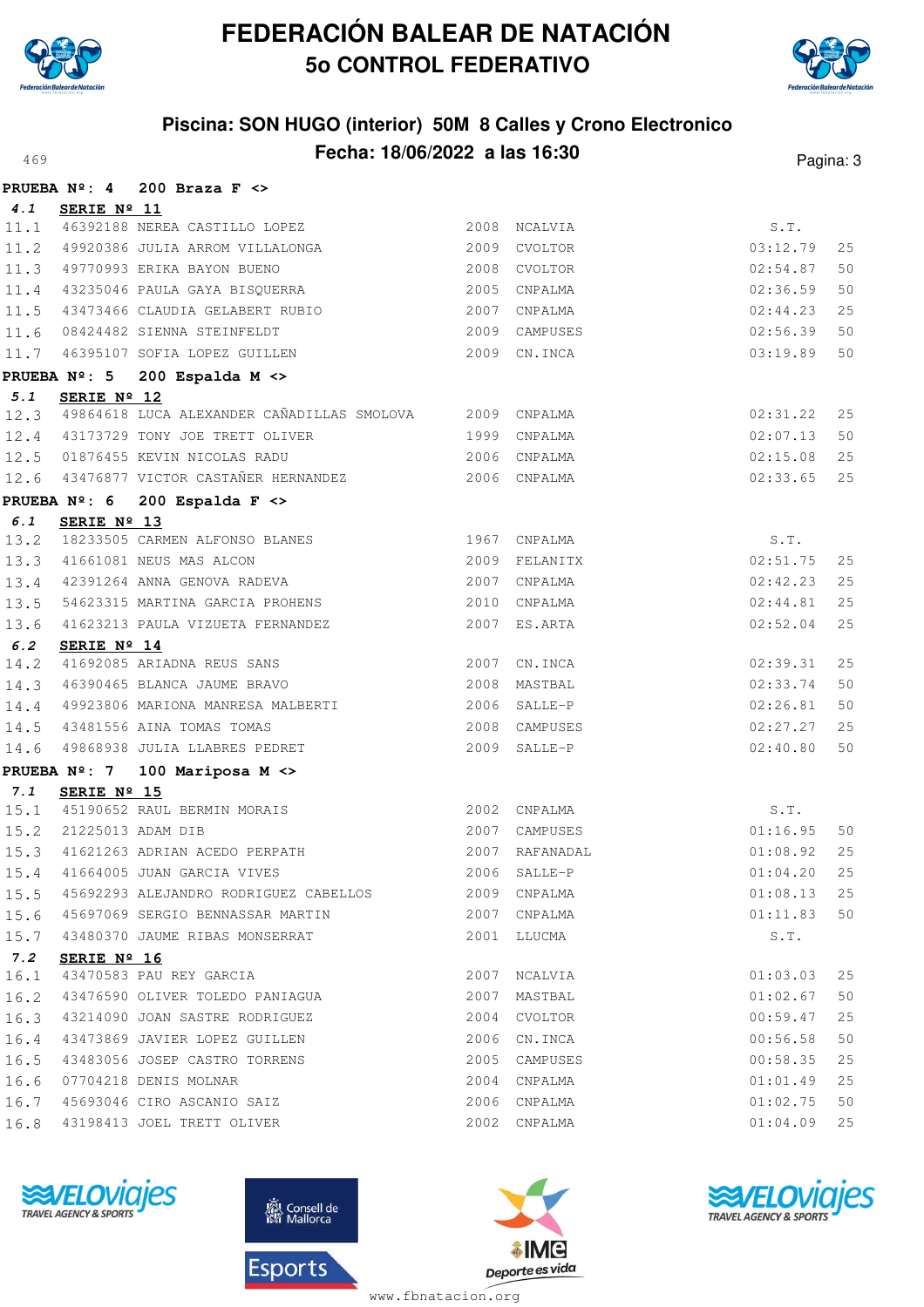# FEDERACIÓN BALEAR DE NATACIÓN

## 5o CONTROL FEDERATIVO

### Piscina: SON HUGO (interior) 50M 8 Calles y Crono Electronico

### Fecha: 18/06/2022 a las 16:30

**PRUEBA Nº: 4 200 Braza F <>**

**4.1 SERIE Nº 11**

| | | | | | | |
|---|---|---|---|---|---|---|
| 11.1 | 46392188 | NEREA CASTILLO LOPEZ | 2008 | NCALVIA | S.T. | |
| 11.2 | 49920386 | JULIA ARROM VILLALONGA | 2009 | CVOLTOR | 03:12.79 | 25 |
| 11.3 | 49770993 | ERIKA BAYON BUENO | 2008 | CVOLTOR | 02:54.87 | 50 |
| 11.4 | 43235046 | PAULA GAYA BISQUERRA | 2005 | CNPALMA | 02:36.59 | 50 |
| 11.5 | 43473466 | CLAUDIA GELABERT RUBIO | 2007 | CNPALMA | 02:44.23 | 25 |
| 11.6 | 08424482 | SIENNA STEINFELDT | 2009 | CAMPUSES | 02:56.39 | 50 |
| 11.7 | 46395107 | SOFIA LOPEZ GUILLEN | 2009 | CN.INCA | 03:19.89 | 50 |

**PRUEBA Nº: 5 200 Espalda M <>**

**5.1 SERIE Nº 12**

| | | | | | | |
|---|---|---|---|---|---|---|
| 12.3 | 49864618 | LUCA ALEXANDER CAÑADILLAS SMOLOVA | 2009 | CNPALMA | 02:31.22 | 25 |
| 12.4 | 43173729 | TONY JOE TRETT OLIVER | 1999 | CNPALMA | 02:07.13 | 50 |
| 12.5 | 01876455 | KEVIN NICOLAS RADU | 2006 | CNPALMA | 02:15.08 | 25 |
| 12.6 | 43476877 | VICTOR CASTAÑER HERNANDEZ | 2006 | CNPALMA | 02:33.65 | 25 |

**PRUEBA Nº: 6 200 Espalda F <>**

**6.1 SERIE Nº 13**

| | | | | | | |
|---|---|---|---|---|---|---|
| 13.2 | 18233505 | CARMEN ALFONSO BLANES | 1967 | CNPALMA | S.T. | |
| 13.3 | 41661081 | NEUS MAS ALCON | 2009 | FELANITX | 02:51.75 | 25 |
| 13.4 | 42391264 | ANNA GENOVA RADEVA | 2007 | CNPALMA | 02:42.23 | 25 |
| 13.5 | 54623315 | MARTINA GARCIA PROHENS | 2010 | CNPALMA | 02:44.81 | 25 |
| 13.6 | 41623213 | PAULA VIZUETA FERNANDEZ | 2007 | ES.ARTA | 02:52.04 | 25 |

**6.2 SERIE Nº 14**

| | | | | | | |
|---|---|---|---|---|---|---|
| 14.2 | 41692085 | ARIADNA REUS SANS | 2007 | CN.INCA | 02:39.31 | 25 |
| 14.3 | 46390465 | BLANCA JAUME BRAVO | 2008 | MASTBAL | 02:33.74 | 50 |
| 14.4 | 49923806 | MARIONA MANRESA MALBERTI | 2006 | SALLE-P | 02:26.81 | 50 |
| 14.5 | 43481556 | AINA TOMAS TOMAS | 2008 | CAMPUSES | 02:27.27 | 25 |
| 14.6 | 49868938 | JULIA LLABRES PEDRET | 2009 | SALLE-P | 02:40.80 | 50 |

**PRUEBA Nº: 7 100 Mariposa M <>**

**7.1 SERIE Nº 15**

| | | | | | | |
|---|---|---|---|---|---|---|
| 15.1 | 45190652 | RAUL BERMIN MORAIS | 2002 | CNPALMA | S.T. | |
| 15.2 | 21225013 | ADAM DIB | 2007 | CAMPUSES | 01:16.95 | 50 |
| 15.3 | 41621263 | ADRIAN ACEDO PERPATH | 2007 | RAFANADAL | 01:08.92 | 25 |
| 15.4 | 41664005 | JUAN GARCIA VIVES | 2006 | SALLE-P | 01:04.20 | 25 |
| 15.5 | 45692293 | ALEJANDRO RODRIGUEZ CABELLOS | 2009 | CNPALMA | 01:08.13 | 25 |
| 15.6 | 45697069 | SERGIO BENNASSAR MARTIN | 2007 | CNPALMA | 01:11.83 | 50 |
| 15.7 | 43480370 | JAUME RIBAS MONSERRAT | 2001 | LLUCMA | S.T. | |

**7.2 SERIE Nº 16**

| | | | | | | |
|---|---|---|---|---|---|---|
| 16.1 | 43470583 | PAU REY GARCIA | 2007 | NCALVIA | 01:03.03 | 25 |
| 16.2 | 43476590 | OLIVER TOLEDO PANIAGUA | 2007 | MASTBAL | 01:02.67 | 50 |
| 16.3 | 43214090 | JOAN SASTRE RODRIGUEZ | 2004 | CVOLTOR | 00:59.47 | 25 |
| 16.4 | 43473869 | JAVIER LOPEZ GUILLEN | 2006 | CN.INCA | 00:56.58 | 50 |
| 16.5 | 43483056 | JOSEP CASTRO TORRENS | 2005 | CAMPUSES | 00:58.35 | 25 |
| 16.6 | 07704218 | DENIS MOLNAR | 2004 | CNPALMA | 01:01.49 | 25 |
| 16.7 | 45693046 | CIRO ASCANIO SAIZ | 2006 | CNPALMA | 01:02.75 | 50 |
| 16.8 | 43198413 | JOEL TRETT OLIVER | 2002 | CNPALMA | 01:04.09 | 25 |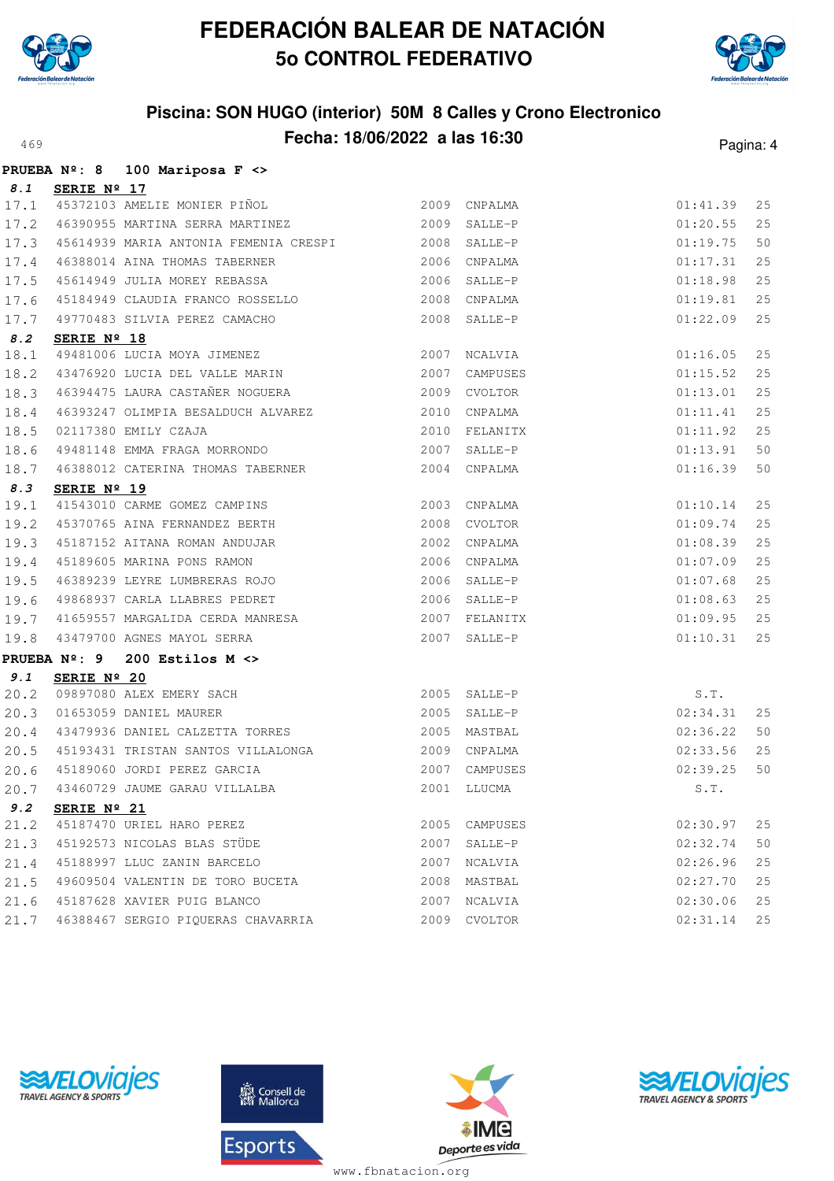# FEDERACIÓN BALEAR DE NATACIÓN

## 5o CONTROL FEDERATIVO

### Piscina: SON HUGO (interior) 50M 8 Calles y Crono Electronico

### Fecha: 18/06/2022 a las 16:30

**PRUEBA Nº: 8 100 Mariposa F <>**

**8.1 SERIE Nº 17**

| | | | | | | |
|---|---|---|---|---|---|---|
| 17.1 | 45372103 | AMELIE MONIER PIÑOL | 2009 | CNPALMA | 01:41.39 | 25 |
| 17.2 | 46390955 | MARTINA SERRA MARTINEZ | 2009 | SALLE-P | 01:20.55 | 25 |
| 17.3 | 45614939 | MARIA ANTONIA FEMENIA CRESPI | 2008 | SALLE-P | 01:19.75 | 50 |
| 17.4 | 46388014 | AINA THOMAS TABERNER | 2006 | CNPALMA | 01:17.31 | 25 |
| 17.5 | 45614949 | JULIA MOREY REBASSA | 2006 | SALLE-P | 01:18.98 | 25 |
| 17.6 | 45184949 | CLAUDIA FRANCO ROSSELLO | 2008 | CNPALMA | 01:19.81 | 25 |
| 17.7 | 49770483 | SILVIA PEREZ CAMACHO | 2008 | SALLE-P | 01:22.09 | 25 |

**8.2 SERIE Nº 18**

| | | | | | | |
|---|---|---|---|---|---|---|
| 18.1 | 49481006 | LUCIA MOYA JIMENEZ | 2007 | NCALVIA | 01:16.05 | 25 |
| 18.2 | 43476920 | LUCIA DEL VALLE MARIN | 2007 | CAMPUSES | 01:15.52 | 25 |
| 18.3 | 46394475 | LAURA CASTAÑER NOGUERA | 2009 | CVOLTOR | 01:13.01 | 25 |
| 18.4 | 46393247 | OLIMPIA BESALDUCH ALVAREZ | 2010 | CNPALMA | 01:11.41 | 25 |
| 18.5 | 02117380 | EMILY CZAJA | 2010 | FELANITX | 01:11.92 | 25 |
| 18.6 | 49481148 | EMMA FRAGA MORRONDO | 2007 | SALLE-P | 01:13.91 | 50 |
| 18.7 | 46388012 | CATERINA THOMAS TABERNER | 2004 | CNPALMA | 01:16.39 | 50 |

**8.3 SERIE Nº 19**

| | | | | | | |
|---|---|---|---|---|---|---|
| 19.1 | 41543010 | CARME GOMEZ CAMPINS | 2003 | CNPALMA | 01:10.14 | 25 |
| 19.2 | 45370765 | AINA FERNANDEZ BERTH | 2008 | CVOLTOR | 01:09.74 | 25 |
| 19.3 | 45187152 | AITANA ROMAN ANDUJAR | 2002 | CNPALMA | 01:08.39 | 25 |
| 19.4 | 45189605 | MARINA PONS RAMON | 2006 | CNPALMA | 01:07.09 | 25 |
| 19.5 | 46389239 | LEYRE LUMBRERAS ROJO | 2006 | SALLE-P | 01:07.68 | 25 |
| 19.6 | 49868937 | CARLA LLABRES PEDRET | 2006 | SALLE-P | 01:08.63 | 25 |
| 19.7 | 41659557 | MARGALIDA CERDA MANRESA | 2007 | FELANITX | 01:09.95 | 25 |
| 19.8 | 43479700 | AGNES MAYOL SERRA | 2007 | SALLE-P | 01:10.31 | 25 |

**PRUEBA Nº: 9 200 Estilos M <>**

**9.1 SERIE Nº 20**

| | | | | | | |
|---|---|---|---|---|---|---|
| 20.2 | 09897080 | ALEX EMERY SACH | 2005 | SALLE-P | S.T. | |
| 20.3 | 01653059 | DANIEL MAURER | 2005 | SALLE-P | 02:34.31 | 25 |
| 20.4 | 43479936 | DANIEL CALZETTA TORRES | 2005 | MASTBAL | 02:36.22 | 50 |
| 20.5 | 45193431 | TRISTAN SANTOS VILLALONGA | 2009 | CNPALMA | 02:33.56 | 25 |
| 20.6 | 45189060 | JORDI PEREZ GARCIA | 2007 | CAMPUSES | 02:39.25 | 50 |
| 20.7 | 43460729 | JAUME GARAU VILLALBA | 2001 | LLUCMA | S.T. | |

**9.2 SERIE Nº 21**

| | | | | | | |
|---|---|---|---|---|---|---|
| 21.2 | 45187470 | URIEL HARO PEREZ | 2005 | CAMPUSES | 02:30.97 | 25 |
| 21.3 | 45192573 | NICOLAS BLAS STÜDE | 2007 | SALLE-P | 02:32.74 | 50 |
| 21.4 | 45188997 | LLUC ZANIN BARCELO | 2007 | NCALVIA | 02:26.96 | 25 |
| 21.5 | 49609504 | VALENTIN DE TORO BUCETA | 2008 | MASTBAL | 02:27.70 | 25 |
| 21.6 | 45187628 | XAVIER PUIG BLANCO | 2007 | NCALVIA | 02:30.06 | 25 |
| 21.7 | 46388467 | SERGIO PIQUERAS CHAVARRIA | 2009 | CVOLTOR | 02:31.14 | 25 |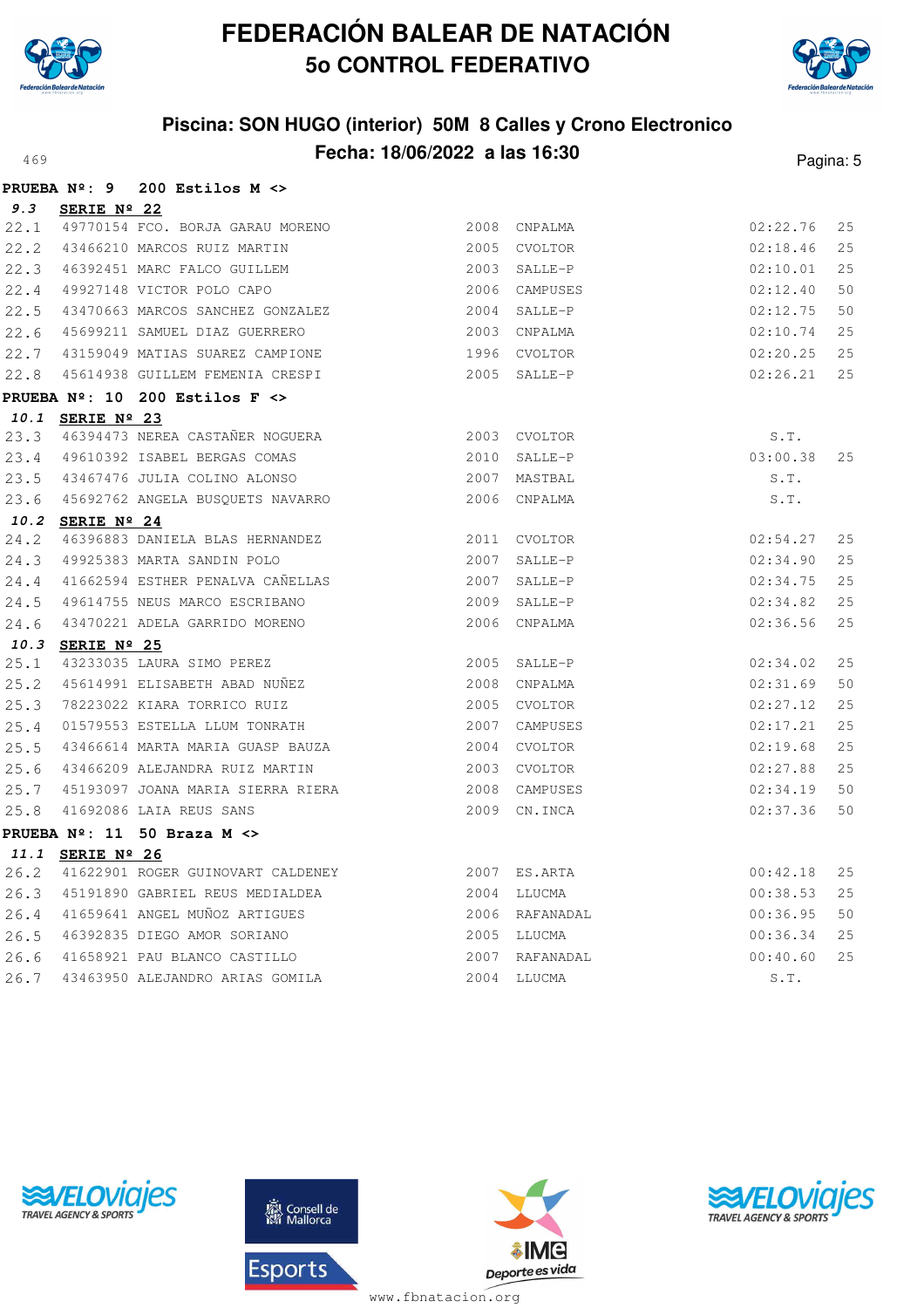# FEDERACIÓN BALEAR DE NATACIÓN

## 5o CONTROL FEDERATIVO

### Piscina: SON HUGO (interior) 50M 8 Calles y Crono Electronico

### Fecha: 18/06/2022 a las 16:30

469

**PRUEBA Nº: 9 200 Estilos M <>**

***9.3*** **SERIE Nº 22**

| | | | | | | |
|---|---|---|---|---|---|---|
| 22.1 | 49770154 | FCO. BORJA GARAU MORENO | 2008 | CNPALMA | 02:22.76 | 25 |
| 22.2 | 43466210 | MARCOS RUIZ MARTIN | 2005 | CVOLTOR | 02:18.46 | 25 |
| 22.3 | 46392451 | MARC FALCO GUILLEM | 2003 | SALLE-P | 02:10.01 | 25 |
| 22.4 | 49927148 | VICTOR POLO CAPO | 2006 | CAMPUSES | 02:12.40 | 50 |
| 22.5 | 43470663 | MARCOS SANCHEZ GONZALEZ | 2004 | SALLE-P | 02:12.75 | 50 |
| 22.6 | 45699211 | SAMUEL DIAZ GUERRERO | 2003 | CNPALMA | 02:10.74 | 25 |
| 22.7 | 43159049 | MATIAS SUAREZ CAMPIONE | 1996 | CVOLTOR | 02:20.25 | 25 |
| 22.8 | 45614938 | GUILLEM FEMENIA CRESPI | 2005 | SALLE-P | 02:26.21 | 25 |

**PRUEBA Nº: 10 200 Estilos F <>**

***10.1*** **SERIE Nº 23**

| | | | | | | |
|---|---|---|---|---|---|---|
| 23.3 | 46394473 | NEREA CASTAÑER NOGUERA | 2003 | CVOLTOR | S.T. | |
| 23.4 | 49610392 | ISABEL BERGAS COMAS | 2010 | SALLE-P | 03:00.38 | 25 |
| 23.5 | 43467476 | JULIA COLINO ALONSO | 2007 | MASTBAL | S.T. | |
| 23.6 | 45692762 | ANGELA BUSQUETS NAVARRO | 2006 | CNPALMA | S.T. | |

***10.2*** **SERIE Nº 24**

| | | | | | | |
|---|---|---|---|---|---|---|
| 24.2 | 46396883 | DANIELA BLAS HERNANDEZ | 2011 | CVOLTOR | 02:54.27 | 25 |
| 24.3 | 49925383 | MARTA SANDIN POLO | 2007 | SALLE-P | 02:34.90 | 25 |
| 24.4 | 41662594 | ESTHER PENALVA CAÑELLAS | 2007 | SALLE-P | 02:34.75 | 25 |
| 24.5 | 49614755 | NEUS MARCO ESCRIBANO | 2009 | SALLE-P | 02:34.82 | 25 |
| 24.6 | 43470221 | ADELA GARRIDO MORENO | 2006 | CNPALMA | 02:36.56 | 25 |

***10.3*** **SERIE Nº 25**

| | | | | | | |
|---|---|---|---|---|---|---|
| 25.1 | 43233035 | LAURA SIMO PEREZ | 2005 | SALLE-P | 02:34.02 | 25 |
| 25.2 | 45614991 | ELISABETH ABAD NUÑEZ | 2008 | CNPALMA | 02:31.69 | 50 |
| 25.3 | 78223022 | KIARA TORRICO RUIZ | 2005 | CVOLTOR | 02:27.12 | 25 |
| 25.4 | 01579553 | ESTELLA LLUM TONRATH | 2007 | CAMPUSES | 02:17.21 | 25 |
| 25.5 | 43466614 | MARTA MARIA GUASP BAUZA | 2004 | CVOLTOR | 02:19.68 | 25 |
| 25.6 | 43466209 | ALEJANDRA RUIZ MARTIN | 2003 | CVOLTOR | 02:27.88 | 25 |
| 25.7 | 45193097 | JOANA MARIA SIERRA RIERA | 2008 | CAMPUSES | 02:34.19 | 50 |
| 25.8 | 41692086 | LAIA REUS SANS | 2009 | CN.INCA | 02:37.36 | 50 |

**PRUEBA Nº: 11 50 Braza M <>**

***11.1*** **SERIE Nº 26**

| | | | | | | |
|---|---|---|---|---|---|---|
| 26.2 | 41622901 | ROGER GUINOVART CALDENEY | 2007 | ES.ARTA | 00:42.18 | 25 |
| 26.3 | 45191890 | GABRIEL REUS MEDIALDEA | 2004 | LLUCMA | 00:38.53 | 25 |
| 26.4 | 41659641 | ANGEL MUÑOZ ARTIGUES | 2006 | RAFANADAL | 00:36.95 | 50 |
| 26.5 | 46392835 | DIEGO AMOR SORIANO | 2005 | LLUCMA | 00:36.34 | 25 |
| 26.6 | 41658921 | PAU BLANCO CASTILLO | 2007 | RAFANADAL | 00:40.60 | 25 |
| 26.7 | 43463950 | ALEJANDRO ARIAS GOMILA | 2004 | LLUCMA | S.T. | |

www.fbnatacion.org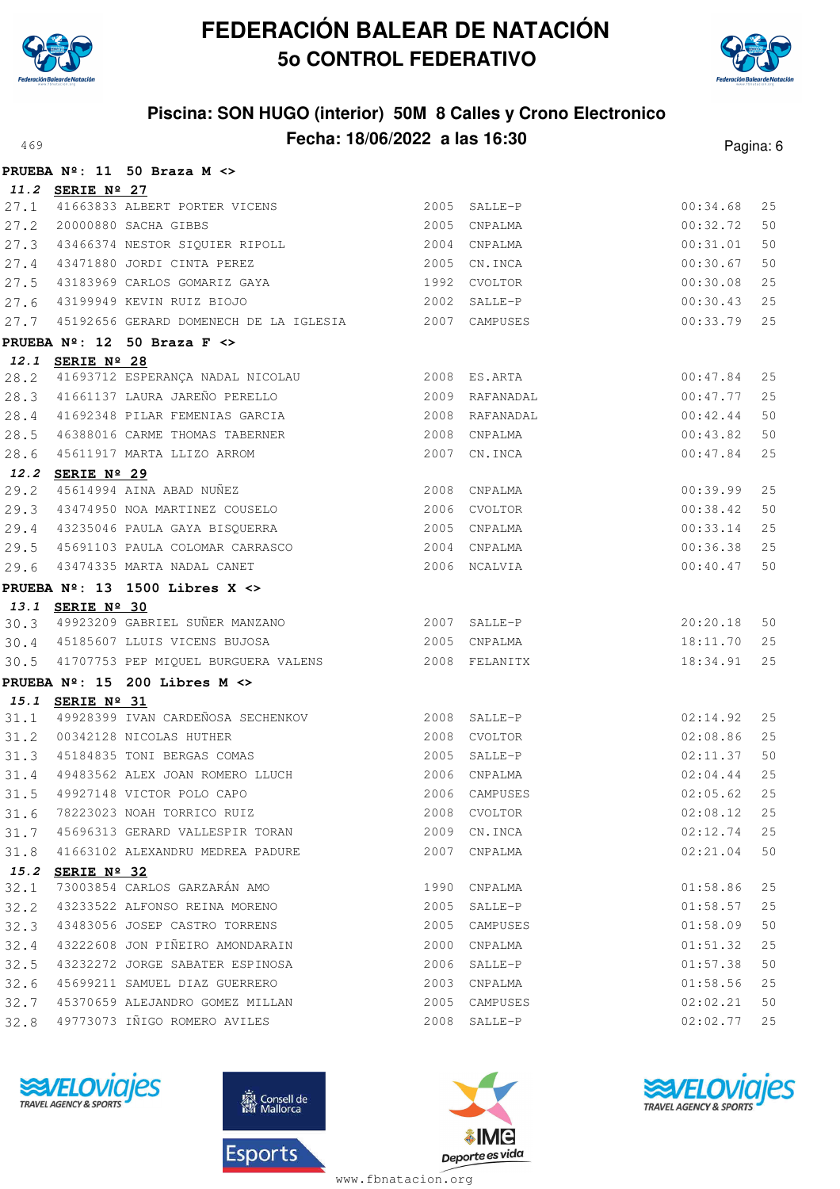# FEDERACIÓN BALEAR DE NATACIÓN

## 5o CONTROL FEDERATIVO

### Piscina: SON HUGO (interior) 50M 8 Calles y Crono Electronico

### Fecha: 18/06/2022 a las 16:30

**PRUEBA Nº: 11 50 Braza M <>**

***11.2* SERIE Nº 27**

| | | | | | | |
|---|---|---|---|---|---|---|
| 27.1 | 41663833 | ALBERT PORTER VICENS | 2005 | SALLE-P | 00:34.68 | 25 |
| 27.2 | 20000880 | SACHA GIBBS | 2005 | CNPALMA | 00:32.72 | 50 |
| 27.3 | 43466374 | NESTOR SIQUIER RIPOLL | 2004 | CNPALMA | 00:31.01 | 50 |
| 27.4 | 43471880 | JORDI CINTA PEREZ | 2005 | CN.INCA | 00:30.67 | 50 |
| 27.5 | 43183969 | CARLOS GOMARIZ GAYA | 1992 | CVOLTOR | 00:30.08 | 25 |
| 27.6 | 43199949 | KEVIN RUIZ BIOJO | 2002 | SALLE-P | 00:30.43 | 25 |
| 27.7 | 45192656 | GERARD DOMENECH DE LA IGLESIA | 2007 | CAMPUSES | 00:33.79 | 25 |

**PRUEBA Nº: 12 50 Braza F <>**

***12.1* SERIE Nº 28**

| | | | | | | |
|---|---|---|---|---|---|---|
| 28.2 | 41693712 | ESPERANÇA NADAL NICOLAU | 2008 | ES.ARTA | 00:47.84 | 25 |
| 28.3 | 41661137 | LAURA JAREÑO PERELLO | 2009 | RAFANADAL | 00:47.77 | 25 |
| 28.4 | 41692348 | PILAR FEMENIAS GARCIA | 2008 | RAFANADAL | 00:42.44 | 50 |
| 28.5 | 46388016 | CARME THOMAS TABERNER | 2008 | CNPALMA | 00:43.82 | 50 |
| 28.6 | 45611917 | MARTA LLIZO ARROM | 2007 | CN.INCA | 00:47.84 | 25 |

***12.2* SERIE Nº 29**

| | | | | | | |
|---|---|---|---|---|---|---|
| 29.2 | 45614994 | AINA ABAD NUÑEZ | 2008 | CNPALMA | 00:39.99 | 25 |
| 29.3 | 43474950 | NOA MARTINEZ COUSELO | 2006 | CVOLTOR | 00:38.42 | 50 |
| 29.4 | 43235046 | PAULA GAYA BISQUERRA | 2005 | CNPALMA | 00:33.14 | 25 |
| 29.5 | 45691103 | PAULA COLOMAR CARRASCO | 2004 | CNPALMA | 00:36.38 | 25 |
| 29.6 | 43474335 | MARTA NADAL CANET | 2006 | NCALVIA | 00:40.47 | 50 |

**PRUEBA Nº: 13 1500 Libres X <>**

***13.1* SERIE Nº 30**

| | | | | | | |
|---|---|---|---|---|---|---|
| 30.3 | 49923209 | GABRIEL SUÑER MANZANO | 2007 | SALLE-P | 20:20.18 | 50 |
| 30.4 | 45185607 | LLUIS VICENS BUJOSA | 2005 | CNPALMA | 18:11.70 | 25 |
| 30.5 | 41707753 | PEP MIQUEL BURGUERA VALENS | 2008 | FELANITX | 18:34.91 | 25 |

**PRUEBA Nº: 15 200 Libres M <>**

***15.1* SERIE Nº 31**

| | | | | | | |
|---|---|---|---|---|---|---|
| 31.1 | 49928399 | IVAN CARDEÑOSA SECHENKOV | 2008 | SALLE-P | 02:14.92 | 25 |
| 31.2 | 00342128 | NICOLAS HUTHER | 2008 | CVOLTOR | 02:08.86 | 25 |
| 31.3 | 45184835 | TONI BERGAS COMAS | 2005 | SALLE-P | 02:11.37 | 50 |
| 31.4 | 49483562 | ALEX JOAN ROMERO LLUCH | 2006 | CNPALMA | 02:04.44 | 25 |
| 31.5 | 49927148 | VICTOR POLO CAPO | 2006 | CAMPUSES | 02:05.62 | 25 |
| 31.6 | 78223023 | NOAH TORRICO RUIZ | 2008 | CVOLTOR | 02:08.12 | 25 |
| 31.7 | 45696313 | GERARD VALLESPIR TORAN | 2009 | CN.INCA | 02:12.74 | 25 |
| 31.8 | 41663102 | ALEXANDRU MEDREA PADURE | 2007 | CNPALMA | 02:21.04 | 50 |

***15.2* SERIE Nº 32**

| | | | | | | |
|---|---|---|---|---|---|---|
| 32.1 | 73003854 | CARLOS GARZARÁN AMO | 1990 | CNPALMA | 01:58.86 | 25 |
| 32.2 | 43233522 | ALFONSO REINA MORENO | 2005 | SALLE-P | 01:58.57 | 25 |
| 32.3 | 43483056 | JOSEP CASTRO TORRENS | 2005 | CAMPUSES | 01:58.09 | 50 |
| 32.4 | 43222608 | JON PIÑEIRO AMONDARAIN | 2000 | CNPALMA | 01:51.32 | 25 |
| 32.5 | 43232272 | JORGE SABATER ESPINOSA | 2006 | SALLE-P | 01:57.38 | 50 |
| 32.6 | 45699211 | SAMUEL DIAZ GUERRERO | 2003 | CNPALMA | 01:58.56 | 25 |
| 32.7 | 45370659 | ALEJANDRO GOMEZ MILLAN | 2005 | CAMPUSES | 02:02.21 | 50 |
| 32.8 | 49773073 | IÑIGO ROMERO AVILES | 2008 | SALLE-P | 02:02.77 | 25 |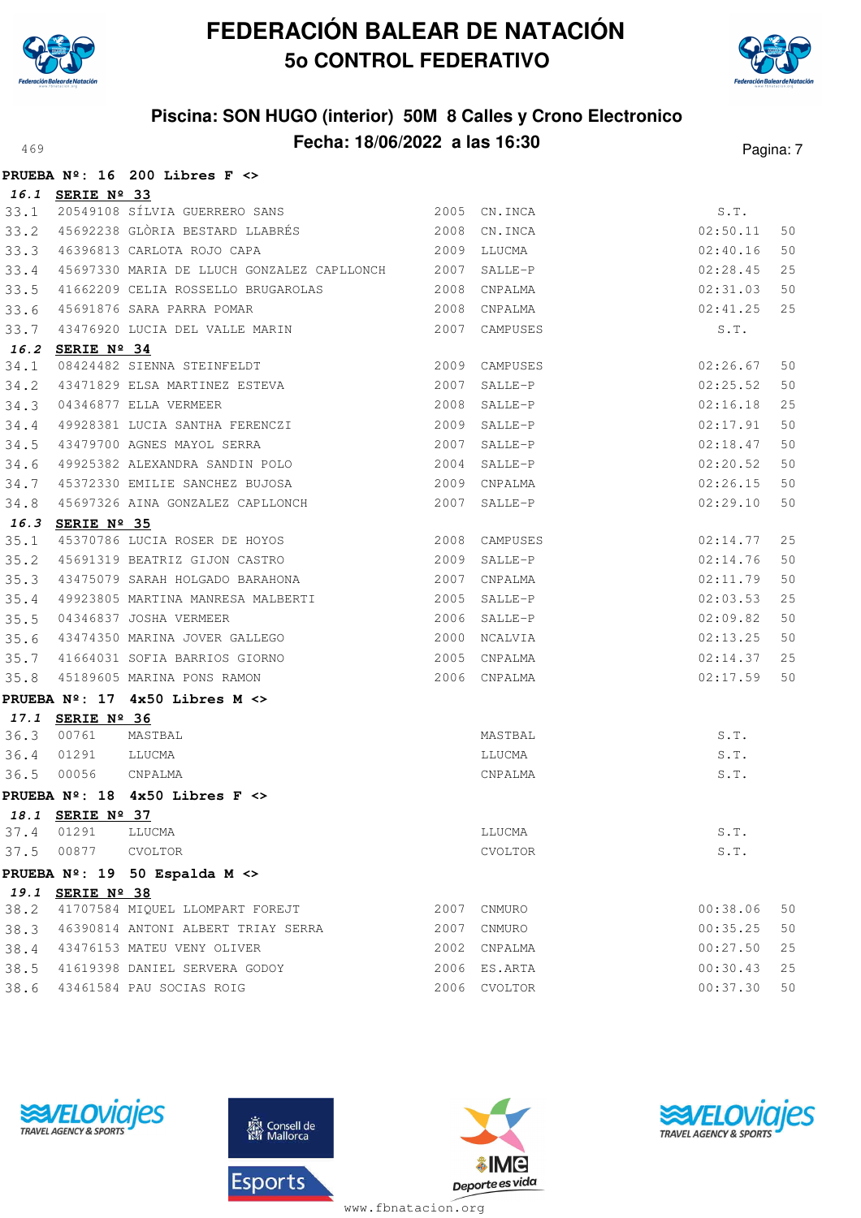# FEDERACIÓN BALEAR DE NATACIÓN
## 5o CONTROL FEDERATIVO

### Piscina: SON HUGO (interior) 50M 8 Calles y Crono Electronico
### Fecha: 18/06/2022 a las 16:30

469

**PRUEBA Nº: 16 200 Libres F <>**

**16.1 SERIE Nº 33**

| | | | | | | |
|---|---|---|---|---|---|---|
| 33.1 | 20549108 | SÍLVIA GUERRERO SANS | 2005 | CN.INCA | S.T. | |
| 33.2 | 45692238 | GLÒRIA BESTARD LLABRÉS | 2008 | CN.INCA | 02:50.11 | 50 |
| 33.3 | 46396813 | CARLOTA ROJO CAPA | 2009 | LLUCMA | 02:40.16 | 50 |
| 33.4 | 45697330 | MARIA DE LLUCH GONZALEZ CAPLLONCH | 2007 | SALLE-P | 02:28.45 | 25 |
| 33.5 | 41662209 | CELIA ROSSELLO BRUGAROLAS | 2008 | CNPALMA | 02:31.03 | 50 |
| 33.6 | 45691876 | SARA PARRA POMAR | 2008 | CNPALMA | 02:41.25 | 25 |
| 33.7 | 43476920 | LUCIA DEL VALLE MARIN | 2007 | CAMPUSES | S.T. | |

**16.2 SERIE Nº 34**

| | | | | | | |
|---|---|---|---|---|---|---|
| 34.1 | 08424482 | SIENNA STEINFELDT | 2009 | CAMPUSES | 02:26.67 | 50 |
| 34.2 | 43471829 | ELSA MARTINEZ ESTEVA | 2007 | SALLE-P | 02:25.52 | 50 |
| 34.3 | 04346877 | ELLA VERMEER | 2008 | SALLE-P | 02:16.18 | 25 |
| 34.4 | 49928381 | LUCIA SANTHA FERENCZI | 2009 | SALLE-P | 02:17.91 | 50 |
| 34.5 | 43479700 | AGNES MAYOL SERRA | 2007 | SALLE-P | 02:18.47 | 50 |
| 34.6 | 49925382 | ALEXANDRA SANDIN POLO | 2004 | SALLE-P | 02:20.52 | 50 |
| 34.7 | 45372330 | EMILIE SANCHEZ BUJOSA | 2009 | CNPALMA | 02:26.15 | 50 |
| 34.8 | 45697326 | AINA GONZALEZ CAPLLONCH | 2007 | SALLE-P | 02:29.10 | 50 |

**16.3 SERIE Nº 35**

| | | | | | | |
|---|---|---|---|---|---|---|
| 35.1 | 45370786 | LUCIA ROSER DE HOYOS | 2008 | CAMPUSES | 02:14.77 | 25 |
| 35.2 | 45691319 | BEATRIZ GIJON CASTRO | 2009 | SALLE-P | 02:14.76 | 50 |
| 35.3 | 43475079 | SARAH HOLGADO BARAHONA | 2007 | CNPALMA | 02:11.79 | 50 |
| 35.4 | 49923805 | MARTINA MANRESA MALBERTI | 2005 | SALLE-P | 02:03.53 | 25 |
| 35.5 | 04346837 | JOSHA VERMEER | 2006 | SALLE-P | 02:09.82 | 50 |
| 35.6 | 43474350 | MARINA JOVER GALLEGO | 2000 | NCALVIA | 02:13.25 | 50 |
| 35.7 | 41664031 | SOFIA BARRIOS GIORNO | 2005 | CNPALMA | 02:14.37 | 25 |
| 35.8 | 45189605 | MARINA PONS RAMON | 2006 | CNPALMA | 02:17.59 | 50 |

**PRUEBA Nº: 17 4x50 Libres M <>**

**17.1 SERIE Nº 36**

| | | | | |
|---|---|---|---|---|
| 36.3 | 00761 | MASTBAL | MASTBAL | S.T. |
| 36.4 | 01291 | LLUCMA | LLUCMA | S.T. |
| 36.5 | 00056 | CNPALMA | CNPALMA | S.T. |

**PRUEBA Nº: 18 4x50 Libres F <>**

**18.1 SERIE Nº 37**

| | | | | |
|---|---|---|---|---|
| 37.4 | 01291 | LLUCMA | LLUCMA | S.T. |
| 37.5 | 00877 | CVOLTOR | CVOLTOR | S.T. |

**PRUEBA Nº: 19 50 Espalda M <>**

**19.1 SERIE Nº 38**

| | | | | | | |
|---|---|---|---|---|---|---|
| 38.2 | 41707584 | MIQUEL LLOMPART FOREJT | 2007 | CNMURO | 00:38.06 | 50 |
| 38.3 | 46390814 | ANTONI ALBERT TRIAY SERRA | 2007 | CNMURO | 00:35.25 | 50 |
| 38.4 | 43476153 | MATEU VENY OLIVER | 2002 | CNPALMA | 00:27.50 | 25 |
| 38.5 | 41619398 | DANIEL SERVERA GODOY | 2006 | ES.ARTA | 00:30.43 | 25 |
| 38.6 | 43461584 | PAU SOCIAS ROIG | 2006 | CVOLTOR | 00:37.30 | 50 |

www.fbnatacion.org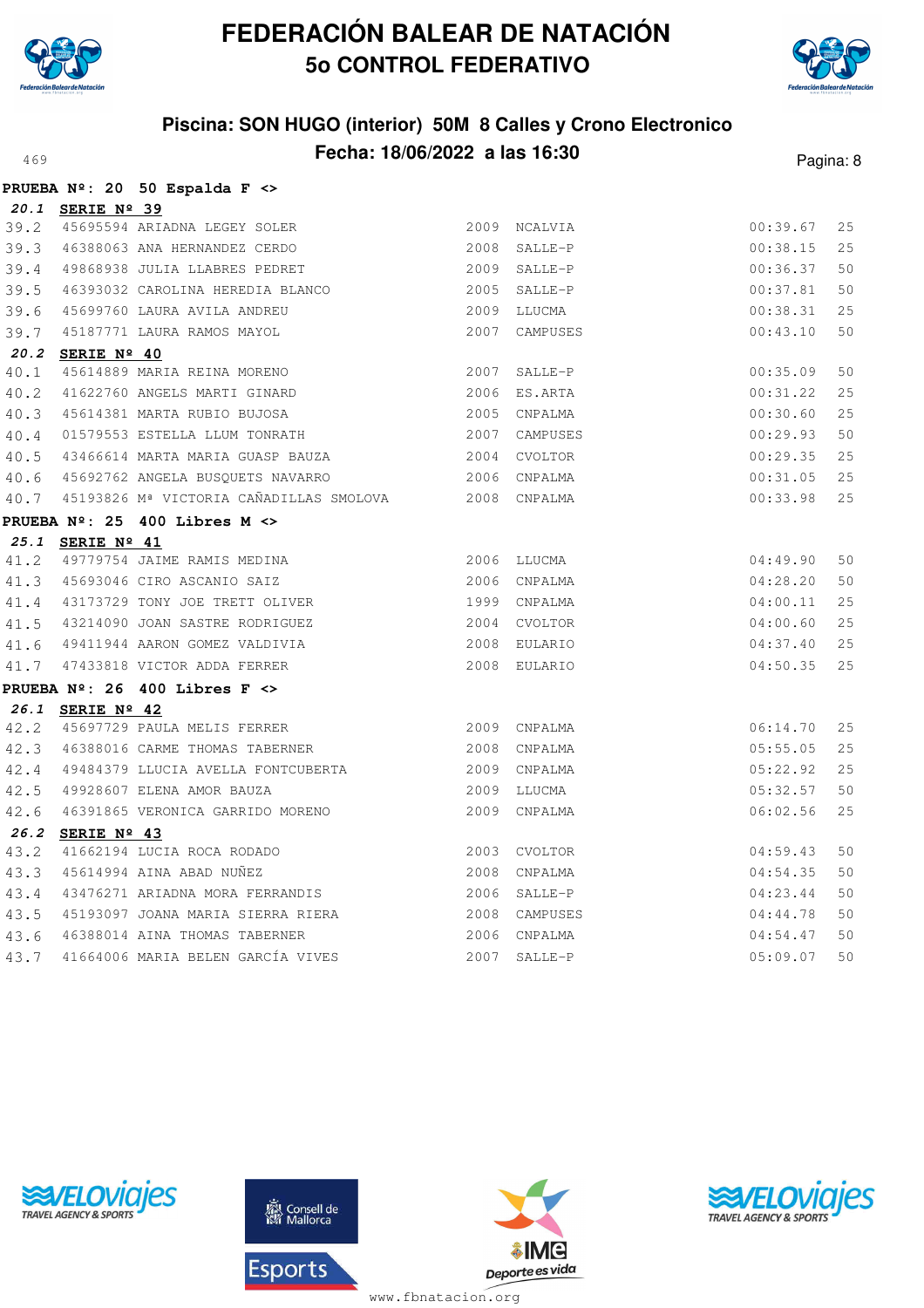# FEDERACIÓN BALEAR DE NATACIÓN
## 5o CONTROL FEDERATIVO

### Piscina: SON HUGO (interior) 50M 8 Calles y Crono Electronico
### Fecha: 18/06/2022 a las 16:30

469

**PRUEBA Nº: 20 50 Espalda F <>**

***20.1*** **SERIE Nº 39**

| | | | | | | |
|---|---|---|---|---|---|---|
| 39.2 | 45695594 | ARIADNA LEGEY SOLER | 2009 | NCALVIA | 00:39.67 | 25 |
| 39.3 | 46388063 | ANA HERNANDEZ CERDO | 2008 | SALLE-P | 00:38.15 | 25 |
| 39.4 | 49868938 | JULIA LLABRES PEDRET | 2009 | SALLE-P | 00:36.37 | 50 |
| 39.5 | 46393032 | CAROLINA HEREDIA BLANCO | 2005 | SALLE-P | 00:37.81 | 50 |
| 39.6 | 45699760 | LAURA AVILA ANDREU | 2009 | LLUCMA | 00:38.31 | 25 |
| 39.7 | 45187771 | LAURA RAMOS MAYOL | 2007 | CAMPUSES | 00:43.10 | 50 |

***20.2*** **SERIE Nº 40**

| | | | | | | |
|---|---|---|---|---|---|---|
| 40.1 | 45614889 | MARIA REINA MORENO | 2007 | SALLE-P | 00:35.09 | 50 |
| 40.2 | 41622760 | ANGELS MARTI GINARD | 2006 | ES.ARTA | 00:31.22 | 25 |
| 40.3 | 45614381 | MARTA RUBIO BUJOSA | 2005 | CNPALMA | 00:30.60 | 25 |
| 40.4 | 01579553 | ESTELLA LLUM TONRATH | 2007 | CAMPUSES | 00:29.93 | 50 |
| 40.5 | 43466614 | MARTA MARIA GUASP BAUZA | 2004 | CVOLTOR | 00:29.35 | 25 |
| 40.6 | 45692762 | ANGELA BUSQUETS NAVARRO | 2006 | CNPALMA | 00:31.05 | 25 |
| 40.7 | 45193826 | Mª VICTORIA CAÑADILLAS SMOLOVA | 2008 | CNPALMA | 00:33.98 | 25 |

**PRUEBA Nº: 25 400 Libres M <>**

***25.1*** **SERIE Nº 41**

| | | | | | | |
|---|---|---|---|---|---|---|
| 41.2 | 49779754 | JAIME RAMIS MEDINA | 2006 | LLUCMA | 04:49.90 | 50 |
| 41.3 | 45693046 | CIRO ASCANIO SAIZ | 2006 | CNPALMA | 04:28.20 | 50 |
| 41.4 | 43173729 | TONY JOE TRETT OLIVER | 1999 | CNPALMA | 04:00.11 | 25 |
| 41.5 | 43214090 | JOAN SASTRE RODRIGUEZ | 2004 | CVOLTOR | 04:00.60 | 25 |
| 41.6 | 49411944 | AARON GOMEZ VALDIVIA | 2008 | EULARIO | 04:37.40 | 25 |
| 41.7 | 47433818 | VICTOR ADDA FERRER | 2008 | EULARIO | 04:50.35 | 25 |

**PRUEBA Nº: 26 400 Libres F <>**

***26.1*** **SERIE Nº 42**

| | | | | | | |
|---|---|---|---|---|---|---|
| 42.2 | 45697729 | PAULA MELIS FERRER | 2009 | CNPALMA | 06:14.70 | 25 |
| 42.3 | 46388016 | CARME THOMAS TABERNER | 2008 | CNPALMA | 05:55.05 | 25 |
| 42.4 | 49484379 | LLUCIA AVELLA FONTCUBERTA | 2009 | CNPALMA | 05:22.92 | 25 |
| 42.5 | 49928607 | ELENA AMOR BAUZA | 2009 | LLUCMA | 05:32.57 | 50 |
| 42.6 | 46391865 | VERONICA GARRIDO MORENO | 2009 | CNPALMA | 06:02.56 | 25 |

***26.2*** **SERIE Nº 43**

| | | | | | | |
|---|---|---|---|---|---|---|
| 43.2 | 41662194 | LUCIA ROCA RODADO | 2003 | CVOLTOR | 04:59.43 | 50 |
| 43.3 | 45614994 | AINA ABAD NUÑEZ | 2008 | CNPALMA | 04:54.35 | 50 |
| 43.4 | 43476271 | ARIADNA MORA FERRANDIS | 2006 | SALLE-P | 04:23.44 | 50 |
| 43.5 | 45193097 | JOANA MARIA SIERRA RIERA | 2008 | CAMPUSES | 04:44.78 | 50 |
| 43.6 | 46388014 | AINA THOMAS TABERNER | 2006 | CNPALMA | 04:54.47 | 50 |
| 43.7 | 41664006 | MARIA BELEN GARCÍA VIVES | 2007 | SALLE-P | 05:09.07 | 50 |

www.fbnatacion.org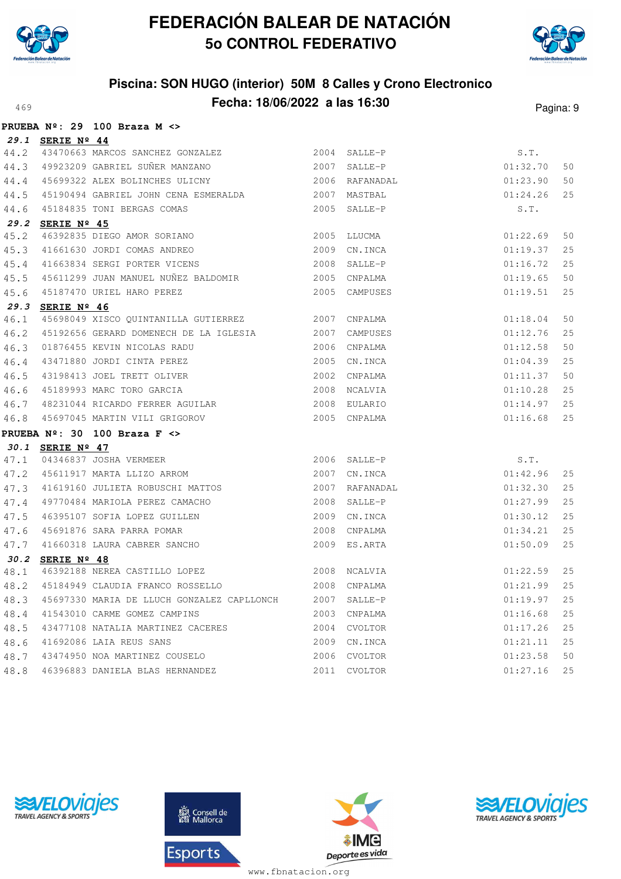# FEDERACIÓN BALEAR DE NATACIÓN

## 5o CONTROL FEDERATIVO

### Piscina: SON HUGO (interior) 50M 8 Calles y Crono Electronico

### Fecha: 18/06/2022 a las 16:30

469

**PRUEBA Nº: 29 100 Braza M <>**

**29.1 SERIE Nº 44**

| | | | | | |
|---|---|---|---|---|---|
| 44.2 | 43470663 MARCOS SANCHEZ GONZALEZ | 2004 | SALLE-P | S.T. | |
| 44.3 | 49923209 GABRIEL SUÑER MANZANO | 2007 | SALLE-P | 01:32.70 | 50 |
| 44.4 | 45699322 ALEX BOLINCHES ULICNY | 2006 | RAFANADAL | 01:23.90 | 50 |
| 44.5 | 45190494 GABRIEL JOHN CENA ESMERALDA | 2007 | MASTBAL | 01:24.26 | 25 |
| 44.6 | 45184835 TONI BERGAS COMAS | 2005 | SALLE-P | S.T. | |

**29.2 SERIE Nº 45**

| | | | | | |
|---|---|---|---|---|---|
| 45.2 | 46392835 DIEGO AMOR SORIANO | 2005 | LLUCMA | 01:22.69 | 50 |
| 45.3 | 41661630 JORDI COMAS ANDREO | 2009 | CN.INCA | 01:19.37 | 25 |
| 45.4 | 41663834 SERGI PORTER VICENS | 2008 | SALLE-P | 01:16.72 | 25 |
| 45.5 | 45611299 JUAN MANUEL NUÑEZ BALDOMIR | 2005 | CNPALMA | 01:19.65 | 50 |
| 45.6 | 45187470 URIEL HARO PEREZ | 2005 | CAMPUSES | 01:19.51 | 25 |

**29.3 SERIE Nº 46**

| | | | | | |
|---|---|---|---|---|---|
| 46.1 | 45698049 XISCO QUINTANILLA GUTIERREZ | 2007 | CNPALMA | 01:18.04 | 50 |
| 46.2 | 45192656 GERARD DOMENECH DE LA IGLESIA | 2007 | CAMPUSES | 01:12.76 | 25 |
| 46.3 | 01876455 KEVIN NICOLAS RADU | 2006 | CNPALMA | 01:12.58 | 50 |
| 46.4 | 43471880 JORDI CINTA PEREZ | 2005 | CN.INCA | 01:04.39 | 25 |
| 46.5 | 43198413 JOEL TRETT OLIVER | 2002 | CNPALMA | 01:11.37 | 50 |
| 46.6 | 45189993 MARC TORO GARCIA | 2008 | NCALVIA | 01:10.28 | 25 |
| 46.7 | 48231044 RICARDO FERRER AGUILAR | 2008 | EULARIO | 01:14.97 | 25 |
| 46.8 | 45697045 MARTIN VILI GRIGOROV | 2005 | CNPALMA | 01:16.68 | 25 |

**PRUEBA Nº: 30 100 Braza F <>**

**30.1 SERIE Nº 47**

| | | | | | |
|---|---|---|---|---|---|
| 47.1 | 04346837 JOSHA VERMEER | 2006 | SALLE-P | S.T. | |
| 47.2 | 45611917 MARTA LLIZO ARROM | 2007 | CN.INCA | 01:42.96 | 25 |
| 47.3 | 41619160 JULIETA ROBUSCHI MATTOS | 2007 | RAFANADAL | 01:32.30 | 25 |
| 47.4 | 49770484 MARIOLA PEREZ CAMACHO | 2008 | SALLE-P | 01:27.99 | 25 |
| 47.5 | 46395107 SOFIA LOPEZ GUILLEN | 2009 | CN.INCA | 01:30.12 | 25 |
| 47.6 | 45691876 SARA PARRA POMAR | 2008 | CNPALMA | 01:34.21 | 25 |
| 47.7 | 41660318 LAURA CABRER SANCHO | 2009 | ES.ARTA | 01:50.09 | 25 |

**30.2 SERIE Nº 48**

| | | | | | |
|---|---|---|---|---|---|
| 48.1 | 46392188 NEREA CASTILLO LOPEZ | 2008 | NCALVIA | 01:22.59 | 25 |
| 48.2 | 45184949 CLAUDIA FRANCO ROSSELLO | 2008 | CNPALMA | 01:21.99 | 25 |
| 48.3 | 45697330 MARIA DE LLUCH GONZALEZ CAPLLONCH | 2007 | SALLE-P | 01:19.97 | 25 |
| 48.4 | 41543010 CARME GOMEZ CAMPINS | 2003 | CNPALMA | 01:16.68 | 25 |
| 48.5 | 43477108 NATALIA MARTINEZ CACERES | 2004 | CVOLTOR | 01:17.26 | 25 |
| 48.6 | 41692086 LAIA REUS SANS | 2009 | CN.INCA | 01:21.11 | 25 |
| 48.7 | 43474950 NOA MARTINEZ COUSELO | 2006 | CVOLTOR | 01:23.58 | 50 |
| 48.8 | 46396883 DANIELA BLAS HERNANDEZ | 2011 | CVOLTOR | 01:27.16 | 25 |

www.fbnatacion.org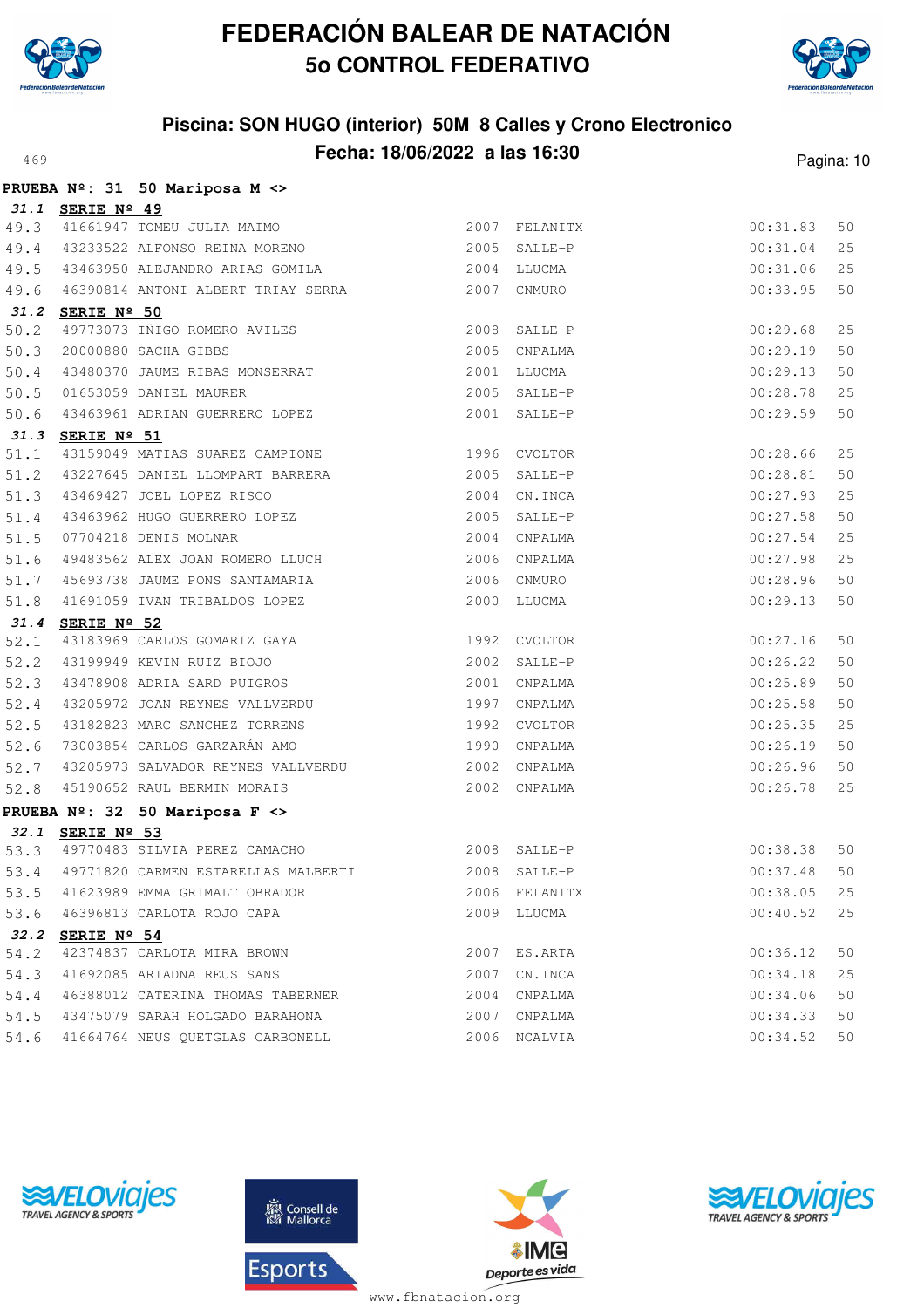# FEDERACIÓN BALEAR DE NATACIÓN
## 5o CONTROL FEDERATIVO

### Piscina: SON HUGO (interior) 50M 8 Calles y Crono Electronico
### Fecha: 18/06/2022 a las 16:30

**PRUEBA Nº: 31 50 Mariposa M <>**

***31.1*** **SERIE Nº 49**

| | | | | | | |
|---|---|---|---|---|---|---|
| 49.3 | 41661947 | TOMEU JULIA MAIMO | 2007 | FELANITX | 00:31.83 | 50 |
| 49.4 | 43233522 | ALFONSO REINA MORENO | 2005 | SALLE-P | 00:31.04 | 25 |
| 49.5 | 43463950 | ALEJANDRO ARIAS GOMILA | 2004 | LLUCMA | 00:31.06 | 25 |
| 49.6 | 46390814 | ANTONI ALBERT TRIAY SERRA | 2007 | CNMURO | 00:33.95 | 50 |

***31.2*** **SERIE Nº 50**

| | | | | | | |
|---|---|---|---|---|---|---|
| 50.2 | 49773073 | IÑIGO ROMERO AVILES | 2008 | SALLE-P | 00:29.68 | 25 |
| 50.3 | 20000880 | SACHA GIBBS | 2005 | CNPALMA | 00:29.19 | 50 |
| 50.4 | 43480370 | JAUME RIBAS MONSERRAT | 2001 | LLUCMA | 00:29.13 | 50 |
| 50.5 | 01653059 | DANIEL MAURER | 2005 | SALLE-P | 00:28.78 | 25 |
| 50.6 | 43463961 | ADRIAN GUERRERO LOPEZ | 2001 | SALLE-P | 00:29.59 | 50 |

***31.3*** **SERIE Nº 51**

| | | | | | | |
|---|---|---|---|---|---|---|
| 51.1 | 43159049 | MATIAS SUAREZ CAMPIONE | 1996 | CVOLTOR | 00:28.66 | 25 |
| 51.2 | 43227645 | DANIEL LLOMPART BARRERA | 2005 | SALLE-P | 00:28.81 | 50 |
| 51.3 | 43469427 | JOEL LOPEZ RISCO | 2004 | CN.INCA | 00:27.93 | 25 |
| 51.4 | 43463962 | HUGO GUERRERO LOPEZ | 2005 | SALLE-P | 00:27.58 | 50 |
| 51.5 | 07704218 | DENIS MOLNAR | 2004 | CNPALMA | 00:27.54 | 25 |
| 51.6 | 49483562 | ALEX JOAN ROMERO LLUCH | 2006 | CNPALMA | 00:27.98 | 25 |
| 51.7 | 45693738 | JAUME PONS SANTAMARIA | 2006 | CNMURO | 00:28.96 | 50 |
| 51.8 | 41691059 | IVAN TRIBALDOS LOPEZ | 2000 | LLUCMA | 00:29.13 | 50 |

***31.4*** **SERIE Nº 52**

| | | | | | | |
|---|---|---|---|---|---|---|
| 52.1 | 43183969 | CARLOS GOMARIZ GAYA | 1992 | CVOLTOR | 00:27.16 | 50 |
| 52.2 | 43199949 | KEVIN RUIZ BIOJO | 2002 | SALLE-P | 00:26.22 | 50 |
| 52.3 | 43478908 | ADRIA SARD PUIGROS | 2001 | CNPALMA | 00:25.89 | 50 |
| 52.4 | 43205972 | JOAN REYNES VALLVERDU | 1997 | CNPALMA | 00:25.58 | 50 |
| 52.5 | 43182823 | MARC SANCHEZ TORRENS | 1992 | CVOLTOR | 00:25.35 | 25 |
| 52.6 | 73003854 | CARLOS GARZARÁN AMO | 1990 | CNPALMA | 00:26.19 | 50 |
| 52.7 | 43205973 | SALVADOR REYNES VALLVERDU | 2002 | CNPALMA | 00:26.96 | 50 |
| 52.8 | 45190652 | RAUL BERMIN MORAIS | 2002 | CNPALMA | 00:26.78 | 25 |

**PRUEBA Nº: 32 50 Mariposa F <>**

***32.1*** **SERIE Nº 53**

| | | | | | | |
|---|---|---|---|---|---|---|
| 53.3 | 49770483 | SILVIA PEREZ CAMACHO | 2008 | SALLE-P | 00:38.38 | 50 |
| 53.4 | 49771820 | CARMEN ESTARELLAS MALBERTI | 2008 | SALLE-P | 00:37.48 | 50 |
| 53.5 | 41623989 | EMMA GRIMALT OBRADOR | 2006 | FELANITX | 00:38.05 | 25 |
| 53.6 | 46396813 | CARLOTA ROJO CAPA | 2009 | LLUCMA | 00:40.52 | 25 |

***32.2*** **SERIE Nº 54**

| | | | | | | |
|---|---|---|---|---|---|---|
| 54.2 | 42374837 | CARLOTA MIRA BROWN | 2007 | ES.ARTA | 00:36.12 | 50 |
| 54.3 | 41692085 | ARIADNA REUS SANS | 2007 | CN.INCA | 00:34.18 | 25 |
| 54.4 | 46388012 | CATERINA THOMAS TABERNER | 2004 | CNPALMA | 00:34.06 | 50 |
| 54.5 | 43475079 | SARAH HOLGADO BARAHONA | 2007 | CNPALMA | 00:34.33 | 50 |
| 54.6 | 41664764 | NEUS QUETGLAS CARBONELL | 2006 | NCALVIA | 00:34.52 | 50 |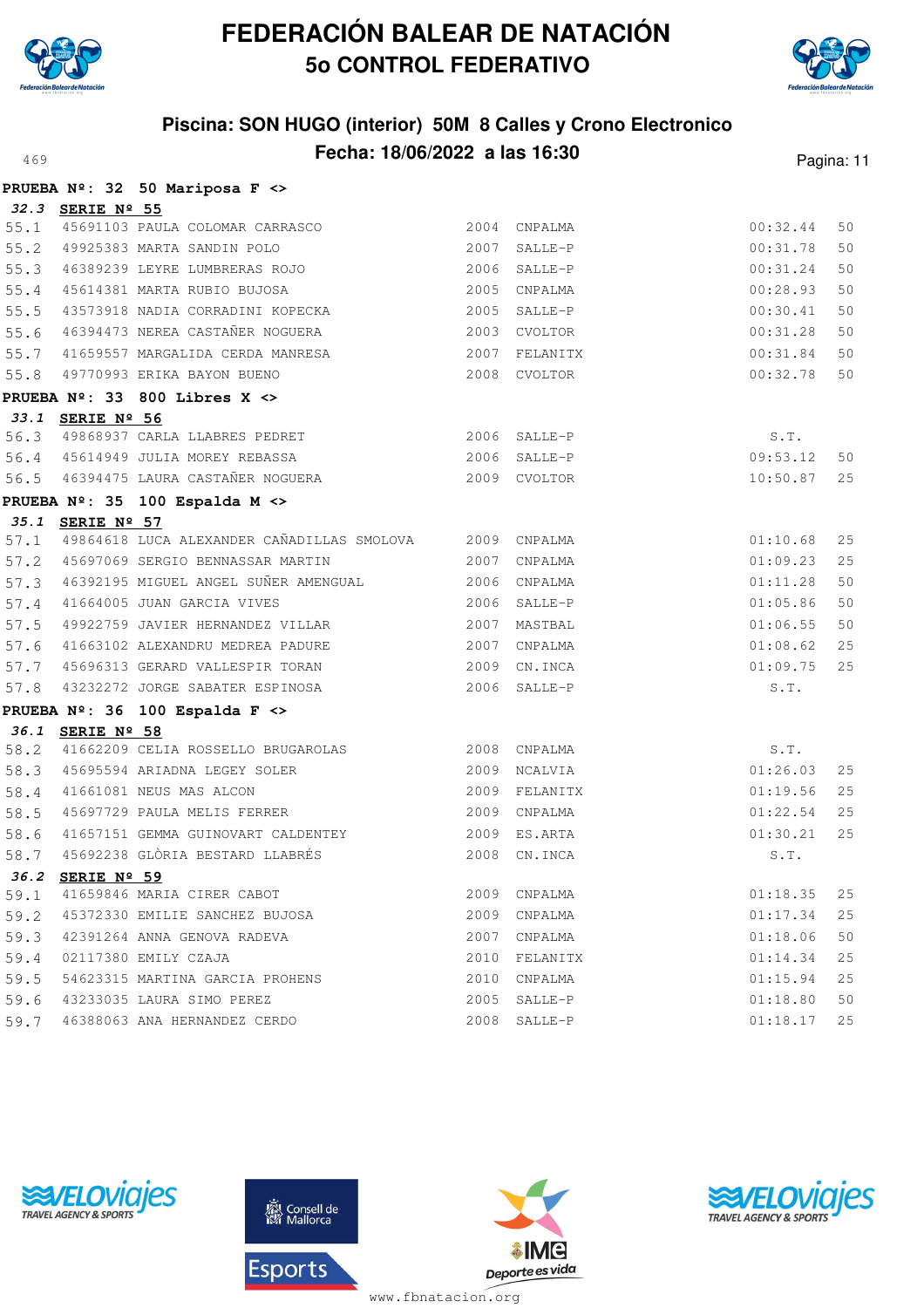# FEDERACIÓN BALEAR DE NATACIÓN

## 5o CONTROL FEDERATIVO

### Piscina: SON HUGO (interior) 50M 8 Calles y Crono Electronico

### Fecha: 18/06/2022 a las 16:30

469

**PRUEBA Nº: 32 50 Mariposa F <>**

***32.3*** **SERIE Nº 55**

| | | | | | | |
|---|---|---|---|---|---|---|
| 55.1 | 45691103 | PAULA COLOMAR CARRASCO | 2004 | CNPALMA | 00:32.44 | 50 |
| 55.2 | 49925383 | MARTA SANDIN POLO | 2007 | SALLE-P | 00:31.78 | 50 |
| 55.3 | 46389239 | LEYRE LUMBRERAS ROJO | 2006 | SALLE-P | 00:31.24 | 50 |
| 55.4 | 45614381 | MARTA RUBIO BUJOSA | 2005 | CNPALMA | 00:28.93 | 50 |
| 55.5 | 43573918 | NADIA CORRADINI KOPECKA | 2005 | SALLE-P | 00:30.41 | 50 |
| 55.6 | 46394473 | NEREA CASTAÑER NOGUERA | 2003 | CVOLTOR | 00:31.28 | 50 |
| 55.7 | 41659557 | MARGALIDA CERDA MANRESA | 2007 | FELANITX | 00:31.84 | 50 |
| 55.8 | 49770993 | ERIKA BAYON BUENO | 2008 | CVOLTOR | 00:32.78 | 50 |

**PRUEBA Nº: 33 800 Libres X <>**

***33.1*** **SERIE Nº 56**

| | | | | | | |
|---|---|---|---|---|---|---|
| 56.3 | 49868937 | CARLA LLABRES PEDRET | 2006 | SALLE-P | S.T. | |
| 56.4 | 45614949 | JULIA MOREY REBASSA | 2006 | SALLE-P | 09:53.12 | 50 |
| 56.5 | 46394475 | LAURA CASTAÑER NOGUERA | 2009 | CVOLTOR | 10:50.87 | 25 |

**PRUEBA Nº: 35 100 Espalda M <>**

***35.1*** **SERIE Nº 57**

| | | | | | | |
|---|---|---|---|---|---|---|
| 57.1 | 49864618 | LUCA ALEXANDER CAÑADILLAS SMOLOVA | 2009 | CNPALMA | 01:10.68 | 25 |
| 57.2 | 45697069 | SERGIO BENNASSAR MARTIN | 2007 | CNPALMA | 01:09.23 | 25 |
| 57.3 | 46392195 | MIGUEL ANGEL SUÑER AMENGUAL | 2006 | CNPALMA | 01:11.28 | 50 |
| 57.4 | 41664005 | JUAN GARCIA VIVES | 2006 | SALLE-P | 01:05.86 | 50 |
| 57.5 | 49922759 | JAVIER HERNANDEZ VILLAR | 2007 | MASTBAL | 01:06.55 | 50 |
| 57.6 | 41663102 | ALEXANDRU MEDREA PADURE | 2007 | CNPALMA | 01:08.62 | 25 |
| 57.7 | 45696313 | GERARD VALLESPIR TORAN | 2009 | CN.INCA | 01:09.75 | 25 |
| 57.8 | 43232272 | JORGE SABATER ESPINOSA | 2006 | SALLE-P | S.T. | |

**PRUEBA Nº: 36 100 Espalda F <>**

***36.1*** **SERIE Nº 58**

| | | | | | | |
|---|---|---|---|---|---|---|
| 58.2 | 41662209 | CELIA ROSSELLO BRUGAROLAS | 2008 | CNPALMA | S.T. | |
| 58.3 | 45695594 | ARIADNA LEGEY SOLER | 2009 | NCALVIA | 01:26.03 | 25 |
| 58.4 | 41661081 | NEUS MAS ALCON | 2009 | FELANITX | 01:19.56 | 25 |
| 58.5 | 45697729 | PAULA MELIS FERRER | 2009 | CNPALMA | 01:22.54 | 25 |
| 58.6 | 41657151 | GEMMA GUINOVART CALDENTEY | 2009 | ES.ARTA | 01:30.21 | 25 |
| 58.7 | 45692238 | GLÒRIA BESTARD LLABRÉS | 2008 | CN.INCA | S.T. | |

***36.2*** **SERIE Nº 59**

| | | | | | | |
|---|---|---|---|---|---|---|
| 59.1 | 41659846 | MARIA CIRER CABOT | 2009 | CNPALMA | 01:18.35 | 25 |
| 59.2 | 45372330 | EMILIE SANCHEZ BUJOSA | 2009 | CNPALMA | 01:17.34 | 25 |
| 59.3 | 42391264 | ANNA GENOVA RADEVA | 2007 | CNPALMA | 01:18.06 | 50 |
| 59.4 | 02117380 | EMILY CZAJA | 2010 | FELANITX | 01:14.34 | 25 |
| 59.5 | 54623315 | MARTINA GARCIA PROHENS | 2010 | CNPALMA | 01:15.94 | 25 |
| 59.6 | 43233035 | LAURA SIMO PEREZ | 2005 | SALLE-P | 01:18.80 | 50 |
| 59.7 | 46388063 | ANA HERNANDEZ CERDO | 2008 | SALLE-P | 01:18.17 | 25 |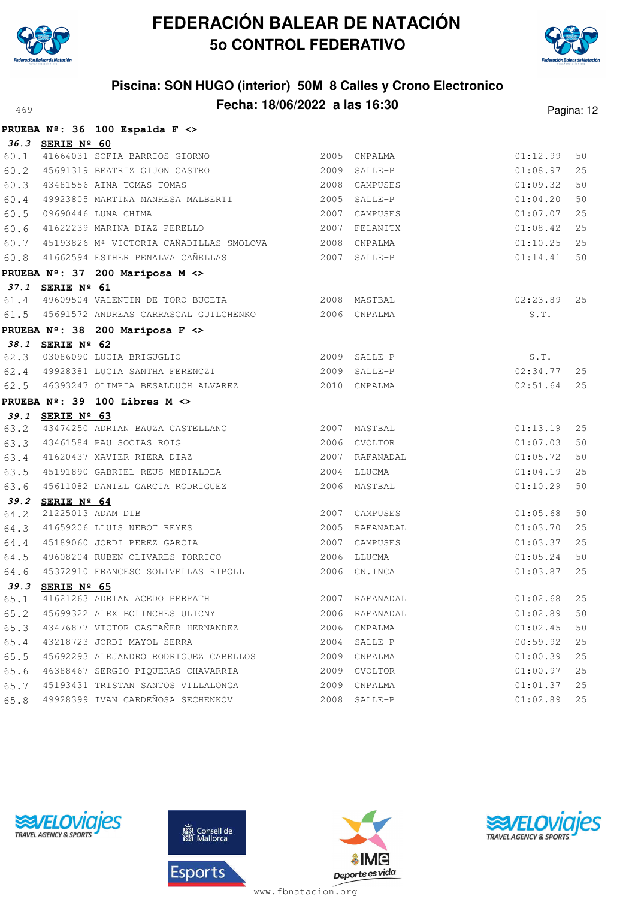# FEDERACIÓN BALEAR DE NATACIÓN
## 5o CONTROL FEDERATIVO

### Piscina: SON HUGO (interior) 50M 8 Calles y Crono Electronico
### Fecha: 18/06/2022 a las 16:30

469

**PRUEBA Nº: 36 100 Espalda F <>**

***36.3* SERIE Nº 60**

| | | | | | | |
|---|---|---|---|---|---|---|
| 60.1 | 41664031 | SOFIA BARRIOS GIORNO | 2005 | CNPALMA | 01:12.99 | 50 |
| 60.2 | 45691319 | BEATRIZ GIJON CASTRO | 2009 | SALLE-P | 01:08.97 | 25 |
| 60.3 | 43481556 | AINA TOMAS TOMAS | 2008 | CAMPUSES | 01:09.32 | 50 |
| 60.4 | 49923805 | MARTINA MANRESA MALBERTI | 2005 | SALLE-P | 01:04.20 | 50 |
| 60.5 | 09690446 | LUNA CHIMA | 2007 | CAMPUSES | 01:07.07 | 25 |
| 60.6 | 41622239 | MARINA DIAZ PERELLO | 2007 | FELANITX | 01:08.42 | 25 |
| 60.7 | 45193826 | Mª VICTORIA CAÑADILLAS SMOLOVA | 2008 | CNPALMA | 01:10.25 | 25 |
| 60.8 | 41662594 | ESTHER PENALVA CAÑELLAS | 2007 | SALLE-P | 01:14.41 | 50 |

**PRUEBA Nº: 37 200 Mariposa M <>**

***37.1* SERIE Nº 61**

| | | | | | | |
|---|---|---|---|---|---|---|
| 61.4 | 49609504 | VALENTIN DE TORO BUCETA | 2008 | MASTBAL | 02:23.89 | 25 |
| 61.5 | 45691572 | ANDREAS CARRASCAL GUILCHENKO | 2006 | CNPALMA | S.T. | |

**PRUEBA Nº: 38 200 Mariposa F <>**

***38.1* SERIE Nº 62**

| | | | | | | |
|---|---|---|---|---|---|---|
| 62.3 | 03086090 | LUCIA BRIGUGLIO | 2009 | SALLE-P | S.T. | |
| 62.4 | 49928381 | LUCIA SANTHA FERENCZI | 2009 | SALLE-P | 02:34.77 | 25 |
| 62.5 | 46393247 | OLIMPIA BESALDUCH ALVAREZ | 2010 | CNPALMA | 02:51.64 | 25 |

**PRUEBA Nº: 39 100 Libres M <>**

***39.1* SERIE Nº 63**

| | | | | | | |
|---|---|---|---|---|---|---|
| 63.2 | 43474250 | ADRIAN BAUZA CASTELLANO | 2007 | MASTBAL | 01:13.19 | 25 |
| 63.3 | 43461584 | PAU SOCIAS ROIG | 2006 | CVOLTOR | 01:07.03 | 50 |
| 63.4 | 41620437 | XAVIER RIERA DIAZ | 2007 | RAFANADAL | 01:05.72 | 50 |
| 63.5 | 45191890 | GABRIEL REUS MEDIALDEA | 2004 | LLUCMA | 01:04.19 | 25 |
| 63.6 | 45611082 | DANIEL GARCIA RODRIGUEZ | 2006 | MASTBAL | 01:10.29 | 50 |

***39.2* SERIE Nº 64**

| | | | | | | |
|---|---|---|---|---|---|---|
| 64.2 | 21225013 | ADAM DIB | 2007 | CAMPUSES | 01:05.68 | 50 |
| 64.3 | 41659206 | LLUIS NEBOT REYES | 2005 | RAFANADAL | 01:03.70 | 25 |
| 64.4 | 45189060 | JORDI PEREZ GARCIA | 2007 | CAMPUSES | 01:03.37 | 25 |
| 64.5 | 49608204 | RUBEN OLIVARES TORRICO | 2006 | LLUCMA | 01:05.24 | 50 |
| 64.6 | 45372910 | FRANCESC SOLIVELLAS RIPOLL | 2006 | CN.INCA | 01:03.87 | 25 |

***39.3* SERIE Nº 65**

| | | | | | | |
|---|---|---|---|---|---|---|
| 65.1 | 41621263 | ADRIAN ACEDO PERPATH | 2007 | RAFANADAL | 01:02.68 | 25 |
| 65.2 | 45699322 | ALEX BOLINCHES ULICNY | 2006 | RAFANADAL | 01:02.89 | 50 |
| 65.3 | 43476877 | VICTOR CASTAÑER HERNANDEZ | 2006 | CNPALMA | 01:02.45 | 50 |
| 65.4 | 43218723 | JORDI MAYOL SERRA | 2004 | SALLE-P | 00:59.92 | 25 |
| 65.5 | 45692293 | ALEJANDRO RODRIGUEZ CABELLOS | 2009 | CNPALMA | 01:00.39 | 25 |
| 65.6 | 46388467 | SERGIO PIQUERAS CHAVARRIA | 2009 | CVOLTOR | 01:00.97 | 25 |
| 65.7 | 45193431 | TRISTAN SANTOS VILLALONGA | 2009 | CNPALMA | 01:01.37 | 25 |
| 65.8 | 49928399 | IVAN CARDEÑOSA SECHENKOV | 2008 | SALLE-P | 01:02.89 | 25 |

www.fbnatacion.org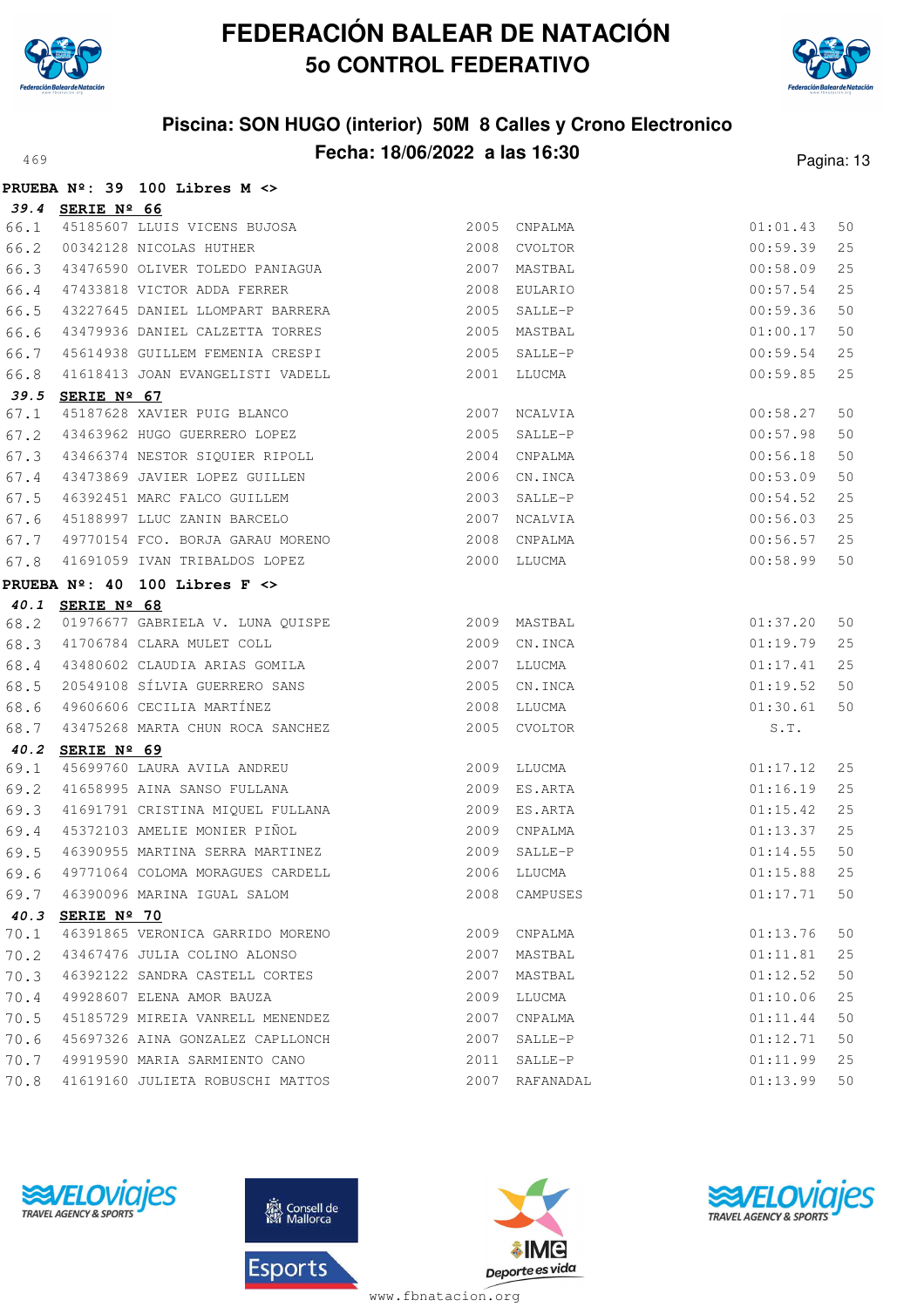# FEDERACIÓN BALEAR DE NATACIÓN
## 5o CONTROL FEDERATIVO

### Piscina: SON HUGO (interior) 50M 8 Calles y Crono Electronico
### Fecha: 18/06/2022 a las 16:30

**PRUEBA Nº: 39 100 Libres M <>**

***39.4* SERIE Nº 66**

| | | | | | | |
|---|---|---|---|---|---|---|
| 66.1 | 45185607 | LLUIS VICENS BUJOSA | 2005 | CNPALMA | 01:01.43 | 50 |
| 66.2 | 00342128 | NICOLAS HUTHER | 2008 | CVOLTOR | 00:59.39 | 25 |
| 66.3 | 43476590 | OLIVER TOLEDO PANIAGUA | 2007 | MASTBAL | 00:58.09 | 25 |
| 66.4 | 47433818 | VICTOR ADDA FERRER | 2008 | EULARIO | 00:57.54 | 25 |
| 66.5 | 43227645 | DANIEL LLOMPART BARRERA | 2005 | SALLE-P | 00:59.36 | 50 |
| 66.6 | 43479936 | DANIEL CALZETTA TORRES | 2005 | MASTBAL | 01:00.17 | 50 |
| 66.7 | 45614938 | GUILLEM FEMENIA CRESPI | 2005 | SALLE-P | 00:59.54 | 25 |
| 66.8 | 41618413 | JOAN EVANGELISTI VADELL | 2001 | LLUCMA | 00:59.85 | 25 |

***39.5* SERIE Nº 67**

| | | | | | | |
|---|---|---|---|---|---|---|
| 67.1 | 45187628 | XAVIER PUIG BLANCO | 2007 | NCALVIA | 00:58.27 | 50 |
| 67.2 | 43463962 | HUGO GUERRERO LOPEZ | 2005 | SALLE-P | 00:57.98 | 50 |
| 67.3 | 43466374 | NESTOR SIQUIER RIPOLL | 2004 | CNPALMA | 00:56.18 | 50 |
| 67.4 | 43473869 | JAVIER LOPEZ GUILLEN | 2006 | CN.INCA | 00:53.09 | 50 |
| 67.5 | 46392451 | MARC FALCO GUILLEM | 2003 | SALLE-P | 00:54.52 | 25 |
| 67.6 | 45188997 | LLUC ZANIN BARCELO | 2007 | NCALVIA | 00:56.03 | 25 |
| 67.7 | 49770154 | FCO. BORJA GARAU MORENO | 2008 | CNPALMA | 00:56.57 | 25 |
| 67.8 | 41691059 | IVAN TRIBALDOS LOPEZ | 2000 | LLUCMA | 00:58.99 | 50 |

**PRUEBA Nº: 40 100 Libres F <>**

***40.1* SERIE Nº 68**

| | | | | | | |
|---|---|---|---|---|---|---|
| 68.2 | 01976677 | GABRIELA V. LUNA QUISPE | 2009 | MASTBAL | 01:37.20 | 50 |
| 68.3 | 41706784 | CLARA MULET COLL | 2009 | CN.INCA | 01:19.79 | 25 |
| 68.4 | 43480602 | CLAUDIA ARIAS GOMILA | 2007 | LLUCMA | 01:17.41 | 25 |
| 68.5 | 20549108 | SÍLVIA GUERRERO SANS | 2005 | CN.INCA | 01:19.52 | 50 |
| 68.6 | 49606606 | CECILIA MARTÍNEZ | 2008 | LLUCMA | 01:30.61 | 50 |
| 68.7 | 43475268 | MARTA CHUN ROCA SANCHEZ | 2005 | CVOLTOR | S.T. | |

***40.2* SERIE Nº 69**

| | | | | | | |
|---|---|---|---|---|---|---|
| 69.1 | 45699760 | LAURA AVILA ANDREU | 2009 | LLUCMA | 01:17.12 | 25 |
| 69.2 | 41658995 | AINA SANSO FULLANA | 2009 | ES.ARTA | 01:16.19 | 25 |
| 69.3 | 41691791 | CRISTINA MIQUEL FULLANA | 2009 | ES.ARTA | 01:15.42 | 25 |
| 69.4 | 45372103 | AMELIE MONIER PIÑOL | 2009 | CNPALMA | 01:13.37 | 25 |
| 69.5 | 46390955 | MARTINA SERRA MARTINEZ | 2009 | SALLE-P | 01:14.55 | 50 |
| 69.6 | 49771064 | COLOMA MORAGUES CARDELL | 2006 | LLUCMA | 01:15.88 | 25 |
| 69.7 | 46390096 | MARINA IGUAL SALOM | 2008 | CAMPUSES | 01:17.71 | 50 |

***40.3* SERIE Nº 70**

| | | | | | | |
|---|---|---|---|---|---|---|
| 70.1 | 46391865 | VERONICA GARRIDO MORENO | 2009 | CNPALMA | 01:13.76 | 50 |
| 70.2 | 43467476 | JULIA COLINO ALONSO | 2007 | MASTBAL | 01:11.81 | 25 |
| 70.3 | 46392122 | SANDRA CASTELL CORTES | 2007 | MASTBAL | 01:12.52 | 50 |
| 70.4 | 49928607 | ELENA AMOR BAUZA | 2009 | LLUCMA | 01:10.06 | 25 |
| 70.5 | 45185729 | MIREIA VANRELL MENENDEZ | 2007 | CNPALMA | 01:11.44 | 50 |
| 70.6 | 45697326 | AINA GONZALEZ CAPLLONCH | 2007 | SALLE-P | 01:12.71 | 50 |
| 70.7 | 49919590 | MARIA SARMIENTO CANO | 2011 | SALLE-P | 01:11.99 | 25 |
| 70.8 | 41619160 | JULIETA ROBUSCHI MATTOS | 2007 | RAFANADAL | 01:13.99 | 50 |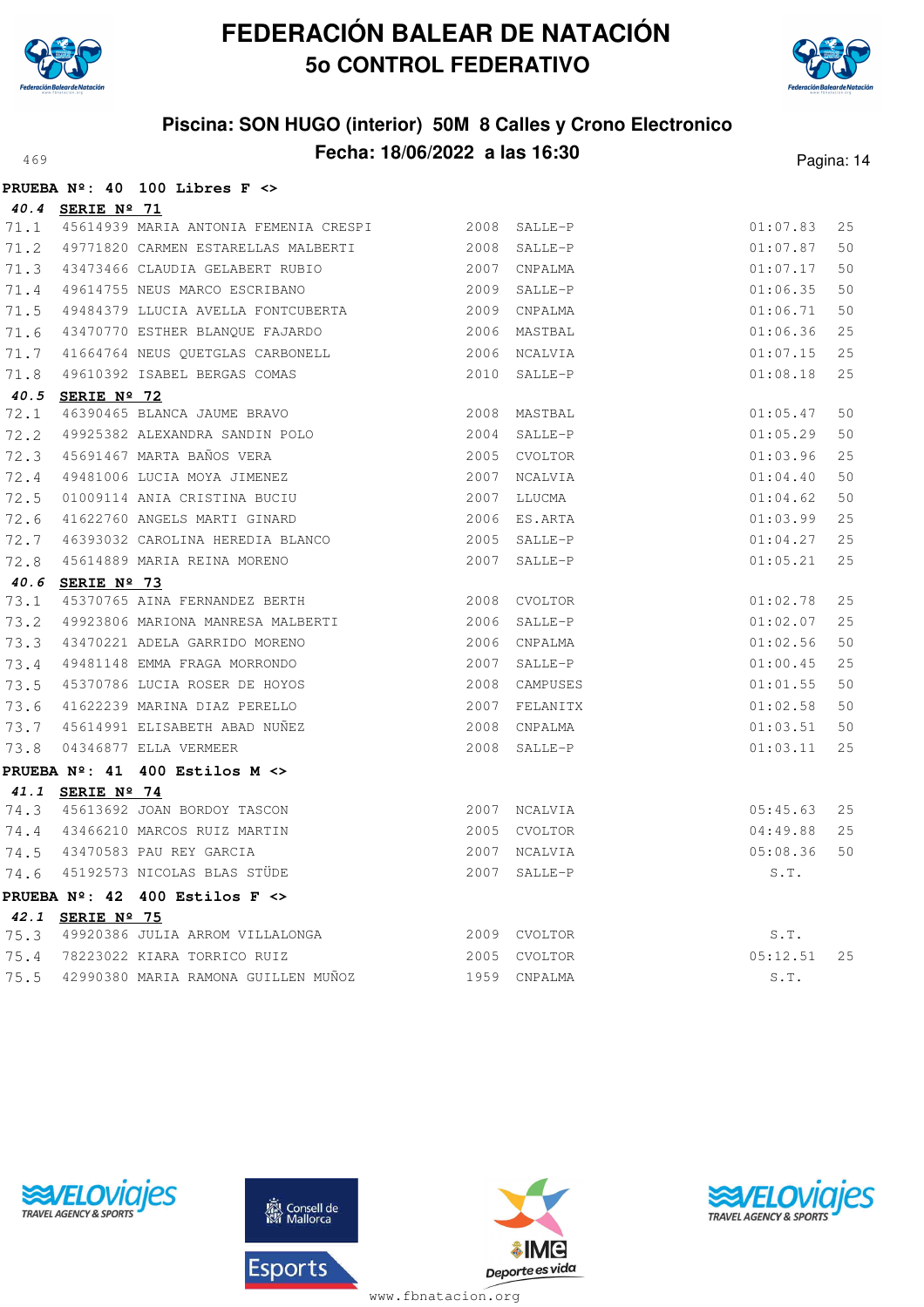# FEDERACIÓN BALEAR DE NATACIÓN

## 5o CONTROL FEDERATIVO

### Piscina: SON HUGO (interior) 50M 8 Calles y Crono Electronico

### Fecha: 18/06/2022 a las 16:30

469

**PRUEBA Nº: 40 100 Libres F <>**

***40.4*** **SERIE Nº 71**

| | | | | | | |
|---|---|---|---|---|---|---|
| 71.1 | 45614939 | MARIA ANTONIA FEMENIA CRESPI | 2008 | SALLE-P | 01:07.83 | 25 |
| 71.2 | 49771820 | CARMEN ESTARELLAS MALBERTI | 2008 | SALLE-P | 01:07.87 | 50 |
| 71.3 | 43473466 | CLAUDIA GELABERT RUBIO | 2007 | CNPALMA | 01:07.17 | 50 |
| 71.4 | 49614755 | NEUS MARCO ESCRIBANO | 2009 | SALLE-P | 01:06.35 | 50 |
| 71.5 | 49484379 | LLUCIA AVELLA FONTCUBERTA | 2009 | CNPALMA | 01:06.71 | 50 |
| 71.6 | 43470770 | ESTHER BLANQUE FAJARDO | 2006 | MASTBAL | 01:06.36 | 25 |
| 71.7 | 41664764 | NEUS QUETGLAS CARBONELL | 2006 | NCALVIA | 01:07.15 | 25 |
| 71.8 | 49610392 | ISABEL BERGAS COMAS | 2010 | SALLE-P | 01:08.18 | 25 |

***40.5*** **SERIE Nº 72**

| | | | | | | |
|---|---|---|---|---|---|---|
| 72.1 | 46390465 | BLANCA JAUME BRAVO | 2008 | MASTBAL | 01:05.47 | 50 |
| 72.2 | 49925382 | ALEXANDRA SANDIN POLO | 2004 | SALLE-P | 01:05.29 | 50 |
| 72.3 | 45691467 | MARTA BAÑOS VERA | 2005 | CVOLTOR | 01:03.96 | 25 |
| 72.4 | 49481006 | LUCIA MOYA JIMENEZ | 2007 | NCALVIA | 01:04.40 | 50 |
| 72.5 | 01009114 | ANIA CRISTINA BUCIU | 2007 | LLUCMA | 01:04.62 | 50 |
| 72.6 | 41622760 | ANGELS MARTI GINARD | 2006 | ES.ARTA | 01:03.99 | 25 |
| 72.7 | 46393032 | CAROLINA HEREDIA BLANCO | 2005 | SALLE-P | 01:04.27 | 25 |
| 72.8 | 45614889 | MARIA REINA MORENO | 2007 | SALLE-P | 01:05.21 | 25 |

***40.6*** **SERIE Nº 73**

| | | | | | | |
|---|---|---|---|---|---|---|
| 73.1 | 45370765 | AINA FERNANDEZ BERTH | 2008 | CVOLTOR | 01:02.78 | 25 |
| 73.2 | 49923806 | MARIONA MANRESA MALBERTI | 2006 | SALLE-P | 01:02.07 | 25 |
| 73.3 | 43470221 | ADELA GARRIDO MORENO | 2006 | CNPALMA | 01:02.56 | 50 |
| 73.4 | 49481148 | EMMA FRAGA MORRONDO | 2007 | SALLE-P | 01:00.45 | 25 |
| 73.5 | 45370786 | LUCIA ROSER DE HOYOS | 2008 | CAMPUSES | 01:01.55 | 50 |
| 73.6 | 41622239 | MARINA DIAZ PERELLO | 2007 | FELANITX | 01:02.58 | 50 |
| 73.7 | 45614991 | ELISABETH ABAD NUÑEZ | 2008 | CNPALMA | 01:03.51 | 50 |
| 73.8 | 04346877 | ELLA VERMEER | 2008 | SALLE-P | 01:03.11 | 25 |

**PRUEBA Nº: 41 400 Estilos M <>**

***41.1*** **SERIE Nº 74**

| | | | | | | |
|---|---|---|---|---|---|---|
| 74.3 | 45613692 | JOAN BORDOY TASCON | 2007 | NCALVIA | 05:45.63 | 25 |
| 74.4 | 43466210 | MARCOS RUIZ MARTIN | 2005 | CVOLTOR | 04:49.88 | 25 |
| 74.5 | 43470583 | PAU REY GARCIA | 2007 | NCALVIA | 05:08.36 | 50 |
| 74.6 | 45192573 | NICOLAS BLAS STÜDE | 2007 | SALLE-P | S.T. | |

**PRUEBA Nº: 42 400 Estilos F <>**

***42.1*** **SERIE Nº 75**

| | | | | | | |
|---|---|---|---|---|---|---|
| 75.3 | 49920386 | JULIA ARROM VILLALONGA | 2009 | CVOLTOR | S.T. | |
| 75.4 | 78223022 | KIARA TORRICO RUIZ | 2005 | CVOLTOR | 05:12.51 | 25 |
| 75.5 | 42990380 | MARIA RAMONA GUILLEN MUÑOZ | 1959 | CNPALMA | S.T. | |

www.fbnatacion.org